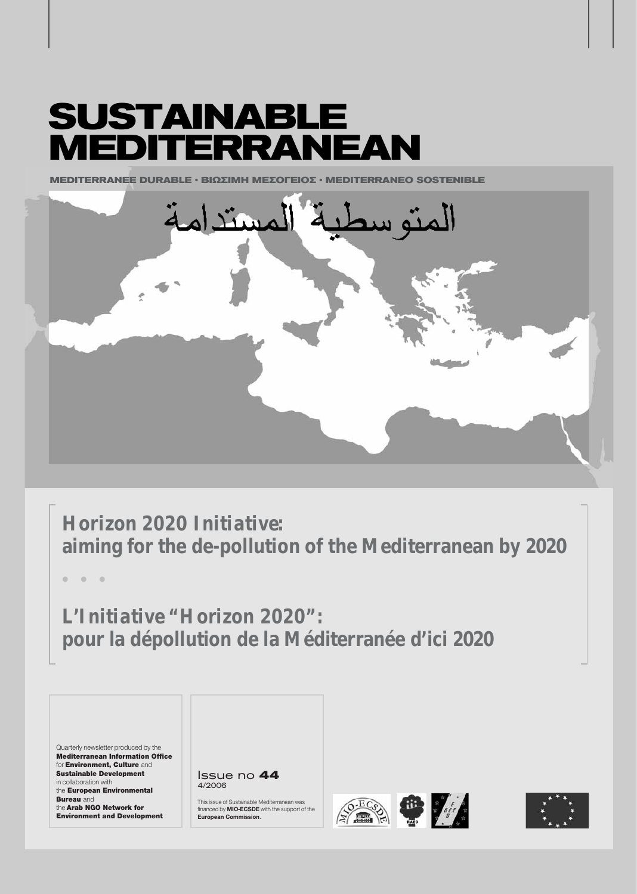# SUSTAINABLE MEDITERRANEAN

MEDITERRANEE DURABLE • ΒΙΩΣΙΜΗ ΜΕΣΟΓΕΙΟΣ • MEDITERRANEO SOSTENIBLE

المتوسطية المستدامة

## Horizon 2020 Initiative: aiming for the de-pollution of the Mediterranean by 2020

• • •

## L'Initiative "Horizon 2020": pour la dépollution de la Méditerranée d'ici 2020

Quarterly newsletter produced by the **Mediterranean Information Office** for **Environment, Culture** and **Sustainable Development** in collaboration with the **European Environmental Bureau** and the **Arab NGO Network for Environment and Development**

Issue no **44**
4/2006

This issue of Sustainable Mediterranean was financed by **MIO-ECSDE** with the support of the **European Commission**.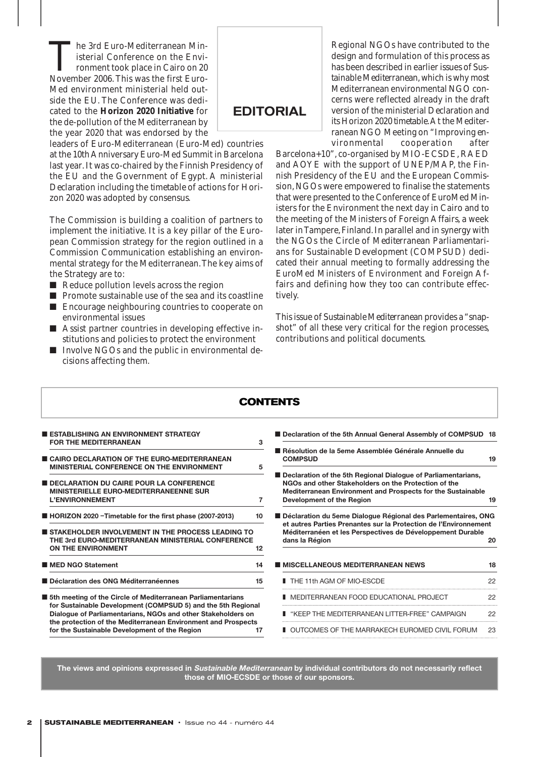# EDITORIAL

The 3rd Euro-Mediterranean Ministerial Conference on the Environment took place in Cairo on 20 November 2006. This was the first Euro-Med environment ministerial held outside the EU. The Conference was dedicated to the **Horizon 2020 Initiative** for the de-pollution of the Mediterranean by the year 2020 that was endorsed by the leaders of Euro-Mediterranean (Euro-Med) countries at the 10th Anniversary Euro-Med Summit in Barcelona last year. It was co-chaired by the Finnish Presidency of the EU and the Government of Egypt. A ministerial Declaration including the timetable of actions for Horizon 2020 was adopted by consensus.

The Commission is building a coalition of partners to implement the initiative. It is a key pillar of the European Commission strategy for the region outlined in a Commission Communication establishing an environmental strategy for the Mediterranean. The key aims of the Strategy are to:

- Reduce pollution levels across the region
- Promote sustainable use of the sea and its coastline
- Encourage neighbouring countries to cooperate on environmental issues
- Assist partner countries in developing effective institutions and policies to protect the environment
- Involve NGOs and the public in environmental decisions affecting them.

Regional NGOs have contributed to the design and formulation of this process as has been described in earlier issues of Sustainable Mediterranean, which is why most Mediterranean environmental NGO concerns were reflected already in the draft version of the ministerial Declaration and its Horizon 2020 timetable. At the Mediterranean NGO Meeting on "Improving environmental cooperation after Barcelona+10", co-organised by MIO-ECSDE, RAED and AOYE with the support of UNEP/MAP, the Finnish Presidency of the EU and the European Commission, NGOs were empowered to finalise the statements that were presented to the Conference of EuroMed Ministers for the Environment the next day in Cairo and to the meeting of the Ministers of Foreign Affairs, a week later in Tampere, Finland. In parallel and in synergy with the NGOs the Circle of Mediterranean Parliamentarians for Sustainable Development (COMPSUD) dedicated their annual meeting to formally addressing the EuroMed Ministers of Environment and Foreign Affairs and defining how they too can contribute effectively.

This issue of Sustainable Mediterranean provides a "snapshot" of all these very critical for the region processes, contributions and political documents.

## CONTENTS

| | |
|---|---|
| **ESTABLISHING AN ENVIRONMENT STRATEGY FOR THE MEDITERRANEAN** | 3 |
| **CAIRO DECLARATION OF THE EURO-MEDITERRANEAN MINISTERIAL CONFERENCE ON THE ENVIRONMENT** | 5 |
| **DECLARATION DU CAIRE POUR LA CONFERENCE MINISTERIELLE EURO-MEDITERRANEENNE SUR L'ENVIRONNEMENT** | 7 |
| **HORIZON 2020 –Timetable for the first phase (2007-2013)** | 10 |
| **STAKEHOLDER INVOLVEMENT IN THE PROCESS LEADING TO THE 3rd EURO-MEDITERRANEAN MINISTERIAL CONFERENCE ON THE ENVIRONMENT** | 12 |
| **MED NGO Statement** | 14 |
| **Déclaration des ONG Méditerranéennes** | 15 |
| **5th meeting of the Circle of Mediterranean Parliamentarians for Sustainable Development (COMPSUD 5) and the 5th Regional Dialogue of Parliamentarians, NGOs and other Stakeholders on the protection of the Mediterranean Environment and Prospects for the Sustainable Development of the Region** | 17 |
| **Declaration of the 5th Annual General Assembly of COMPSUD** | 18 |
| **Résolution de la 5eme Assemblée Générale Annuelle du COMPSUD** | 19 |
| **Declaration of the 5th Regional Dialogue of Parliamentarians, NGOs and other Stakeholders on the Protection of the Mediterranean Environment and Prospects for the Sustainable Development of the Region** | 19 |
| **Déclaration du 5eme Dialogue Régional des Parlementaires, ONG et autres Parties Prenantes sur la Protection de l'Environnement Méditerranéen et les Perspectives de Développement Durable dans la Région** | 20 |
| **MISCELLANEOUS MEDITERRANEAN NEWS** | 18 |
| THE 11th AGM OF MIO-ESCDE | 22 |
| MEDITERRANEAN FOOD EDUCATIONAL PROJECT | 22 |
| "KEEP THE MEDITERRANEAN LITTER-FREE" CAMPAIGN | 22 |
| OUTCOMES OF THE MARRAKECH EUROMED CIVIL FORUM | 23 |

**The views and opinions expressed in *Sustainable Mediterranean* by individual contributors do not necessarily reflect those of MIO-ECSDE or those of our sponsors.**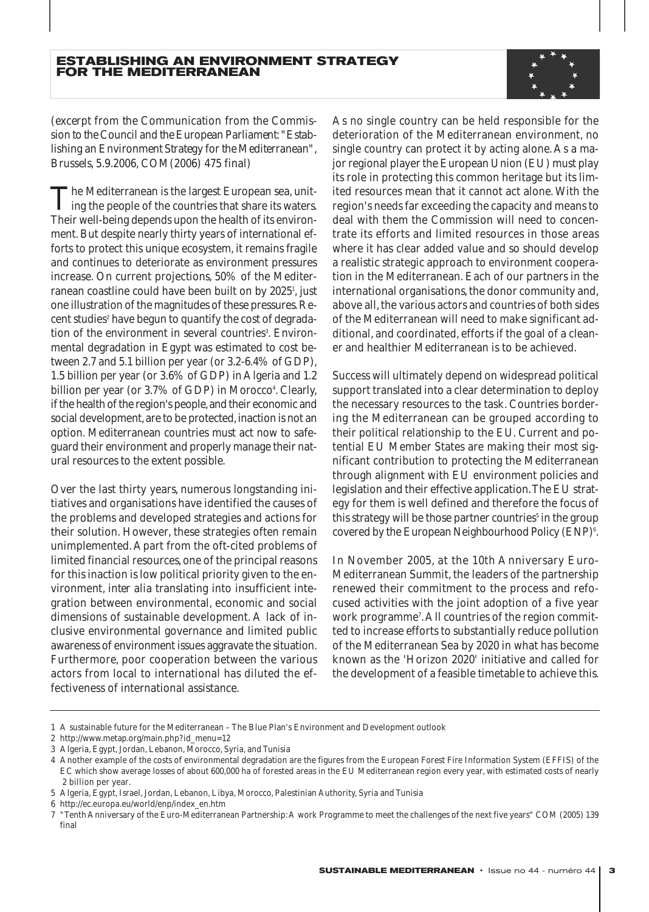# ESTABLISHING AN ENVIRONMENT STRATEGY FOR THE MEDITERRANEAN

*(excerpt from the Communication from the Commission to the Council and the European Parliament: "Establishing an Environment Strategy for the Mediterranean", Brussels, 5.9.2006, COM(2006) 475 final)*

The Mediterranean is the largest European sea, uniting the people of the countries that share its waters. Their well-being depends upon the health of its environment. But despite nearly thirty years of international efforts to protect this unique ecosystem, it remains fragile and continues to deteriorate as environment pressures increase. On current projections, 50% of the Mediterranean coastline could have been built on by 2025[1], just one illustration of the magnitudes of these pressures. Recent studies[2] have begun to quantify the cost of degradation of the environment in several countries[3]. Environmental degradation in Egypt was estimated to cost between 2.7 and 5.1 billion per year (or 3.2-6.4% of GDP), 1.5 billion per year (or 3.6% of GDP) in Algeria and 1.2 billion per year (or 3.7% of GDP) in Morocco[4]. Clearly, if the health of the region's people, and their economic and social development, are to be protected, inaction is not an option. Mediterranean countries must act now to safeguard their environment and properly manage their natural resources to the extent possible.

Over the last thirty years, numerous longstanding initiatives and organisations have identified the causes of the problems and developed strategies and actions for their solution. However, these strategies often remain unimplemented. Apart from the oft-cited problems of limited financial resources, one of the principal reasons for this inaction is low political priority given to the environment, inter alia translating into insufficient integration between environmental, economic and social dimensions of sustainable development. A lack of inclusive environmental governance and limited public awareness of environment issues aggravate the situation. Furthermore, poor cooperation between the various actors from local to international has diluted the effectiveness of international assistance.

As no single country can be held responsible for the deterioration of the Mediterranean environment, no single country can protect it by acting alone. As a major regional player the European Union (EU) must play its role in protecting this common heritage but its limited resources mean that it cannot act alone. With the region's needs far exceeding the capacity and means to deal with them the Commission will need to concentrate its efforts and limited resources in those areas where it has clear added value and so should develop a realistic strategic approach to environment cooperation in the Mediterranean. Each of our partners in the international organisations, the donor community and, above all, the various actors and countries of both sides of the Mediterranean will need to make significant additional, and coordinated, efforts if the goal of a cleaner and healthier Mediterranean is to be achieved.

Success will ultimately depend on widespread political support translated into a clear determination to deploy the necessary resources to the task. Countries bordering the Mediterranean can be grouped according to their political relationship to the EU. Current and potential EU Member States are making their most significant contribution to protecting the Mediterranean through alignment with EU environment policies and legislation and their effective application. The EU strategy for them is well defined and therefore the focus of this strategy will be those partner countries[5] in the group covered by the European Neighbourhood Policy (ENP)[6].

In November 2005, at the 10th Anniversary Euro-Mediterranean Summit, the leaders of the partnership renewed their commitment to the process and refocused activities with the joint adoption of a five year work programme[7]. All countries of the region committed to increase efforts to substantially reduce pollution of the Mediterranean Sea by 2020 in what has become known as the 'Horizon 2020' initiative and called for the development of a feasible timetable to achieve this.

---

1 A sustainable future for the Mediterranean – The Blue Plan's Environment and Development outlook

2 http://www.metap.org/main.php?id_menu=12

3 Algeria, Egypt, Jordan, Lebanon, Morocco, Syria, and Tunisia

4 Another example of the costs of environmental degradation are the figures from the European Forest Fire Information System (EFFIS) of the EC which show average losses of about 600,000 ha of forested areas in the EU Mediterranean region every year, with estimated costs of nearly 2 billion per year.

5 Algeria, Egypt, Israel, Jordan, Lebanon, Libya, Morocco, Palestinian Authority, Syria and Tunisia

6 http://ec.europa.eu/world/enp/index_en.htm

7 "Tenth Anniversary of the Euro-Mediterranean Partnership: A work Programme to meet the challenges of the next five years" COM (2005) 139 final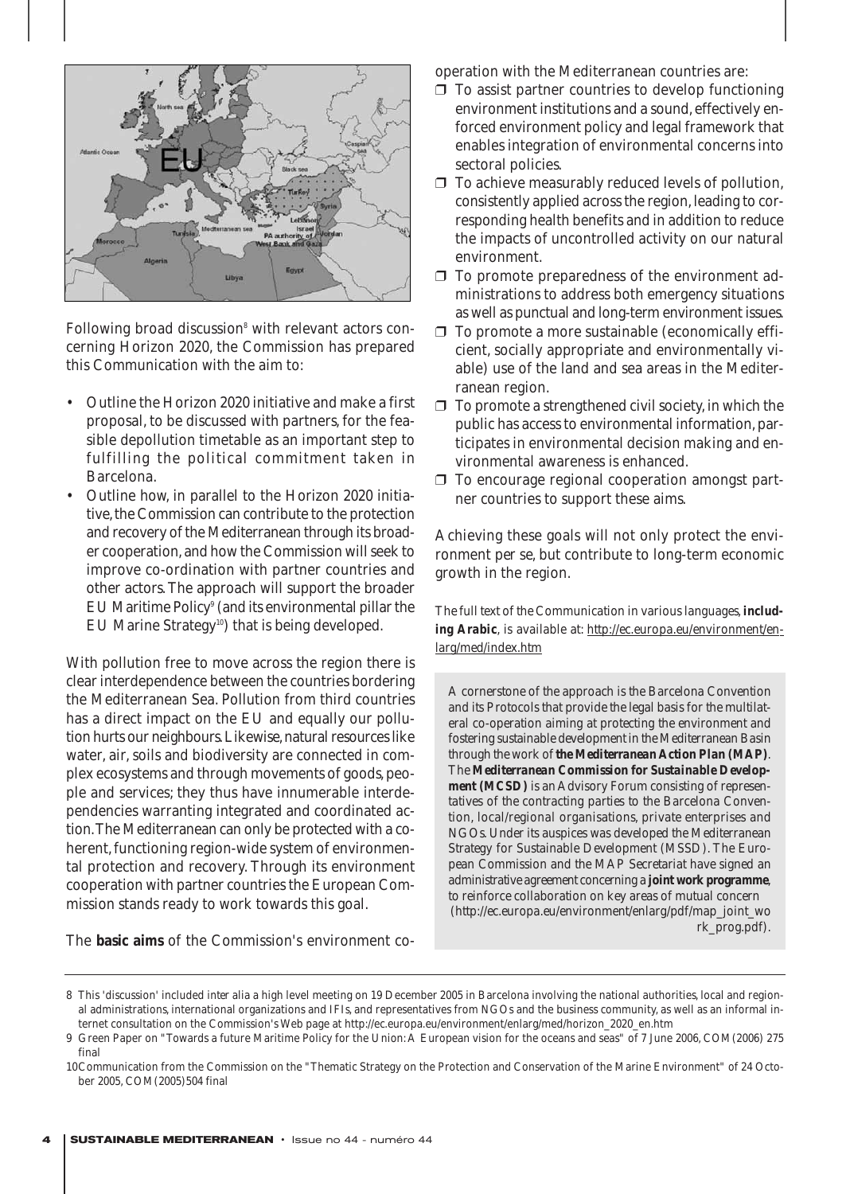Following broad discussion[8] with relevant actors concerning Horizon 2020, the Commission has prepared this Communication with the aim to:

- Outline the Horizon 2020 initiative and make a first proposal, to be discussed with partners, for the feasible depollution timetable as an important step to fulfilling the political commitment taken in Barcelona.
- Outline how, in parallel to the Horizon 2020 initiative, the Commission can contribute to the protection and recovery of the Mediterranean through its broader cooperation, and how the Commission will seek to improve co-ordination with partner countries and other actors. The approach will support the broader EU Maritime Policy[9] (and its environmental pillar the EU Marine Strategy[10]) that is being developed.

With pollution free to move across the region there is clear interdependence between the countries bordering the Mediterranean Sea. Pollution from third countries has a direct impact on the EU and equally our pollution hurts our neighbours. Likewise, natural resources like water, air, soils and biodiversity are connected in complex ecosystems and through movements of goods, people and services; they thus have innumerable interdependencies warranting integrated and coordinated action. The Mediterranean can only be protected with a coherent, functioning region-wide system of environmental protection and recovery. Through its environment cooperation with partner countries the European Commission stands ready to work towards this goal.

The **basic aims** of the Commission's environment co-operation with the Mediterranean countries are:

- ❒ To assist partner countries to develop functioning environment institutions and a sound, effectively enforced environment policy and legal framework that enables integration of environmental concerns into sectoral policies.
- ❒ To achieve measurably reduced levels of pollution, consistently applied across the region, leading to corresponding health benefits and in addition to reduce the impacts of uncontrolled activity on our natural environment.
- ❒ To promote preparedness of the environment administrations to address both emergency situations as well as punctual and long-term environment issues.
- ❒ To promote a more sustainable (economically efficient, socially appropriate and environmentally viable) use of the land and sea areas in the Mediterranean region.
- ❒ To promote a strengthened civil society, in which the public has access to environmental information, participates in environmental decision making and environmental awareness is enhanced.
- ❒ To encourage regional cooperation amongst partner countries to support these aims.

Achieving these goals will not only protect the environment per se, but contribute to long-term economic growth in the region.

The full text of the Communication in various languages, **including Arabic**, is available at: http://ec.europa.eu/environment/enlarg/med/index.htm

> A cornerstone of the approach is the Barcelona Convention and its Protocols that provide the legal basis for the multilateral co-operation aiming at protecting the environment and fostering sustainable development in the Mediterranean Basin through the work of **the Mediterranean Action Plan (MAP)**. The **Mediterranean Commission for Sustainable Development (MCSD)** is an Advisory Forum consisting of representatives of the contracting parties to the Barcelona Convention, local/regional organisations, private enterprises and NGOs. Under its auspices was developed the Mediterranean Strategy for Sustainable Development (MSSD). The European Commission and the MAP Secretariat have signed an administrative agreement concerning a **joint work programme**, to reinforce collaboration on key areas of mutual concern (http://ec.europa.eu/environment/enlarg/pdf/map_joint_work_prog.pdf).

---

8 This 'discussion' included *inter alia* a high level meeting on 19 December 2005 in Barcelona involving the national authorities, local and regional administrations, international organizations and IFIs, and representatives from NGOs and the business community, as well as an informal internet consultation on the Commission's Web page at http://ec.europa.eu/environment/enlarg/med/horizon_2020_en.htm

9 Green Paper on "Towards a future Maritime Policy for the Union: A European vision for the oceans and seas" of 7 June 2006, COM(2006) 275 final

10 Communication from the Commission on the "Thematic Strategy on the Protection and Conservation of the Marine Environment" of 24 October 2005, COM(2005)504 final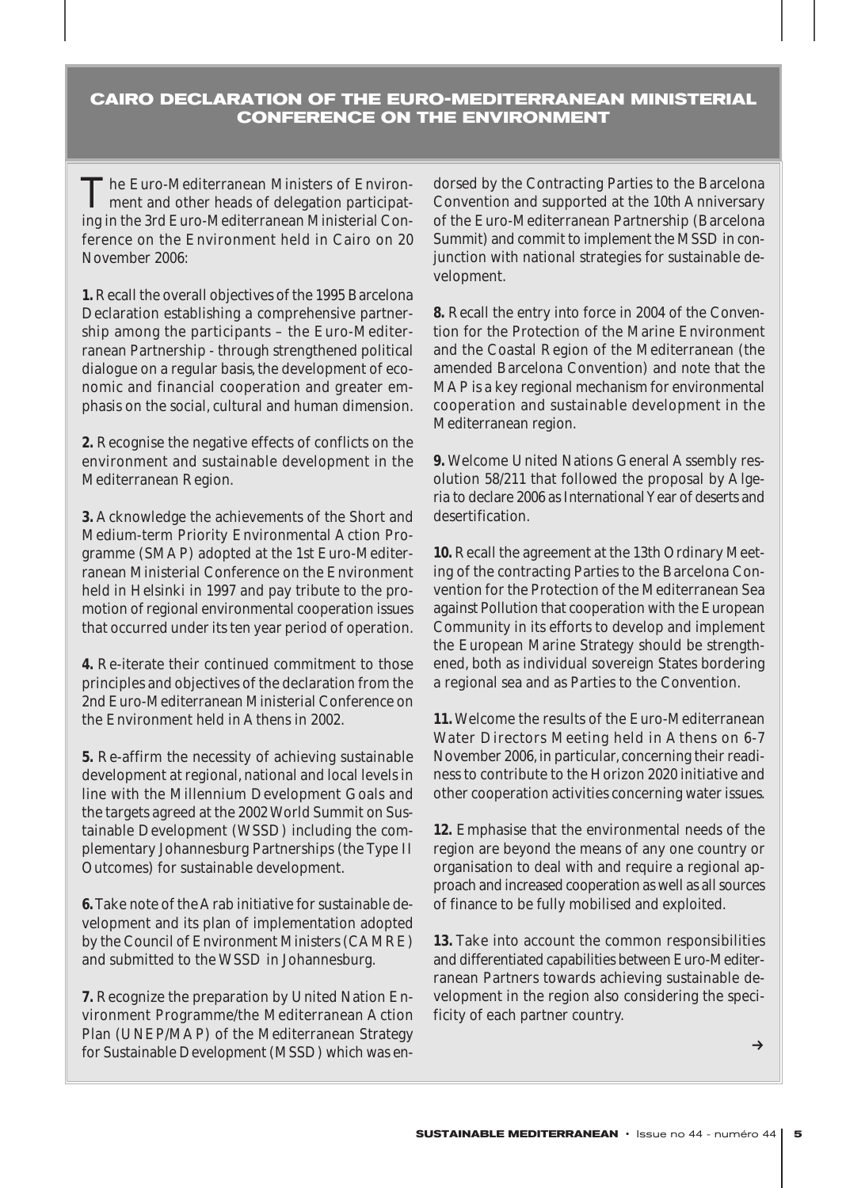## CAIRO DECLARATION OF THE EURO-MEDITERRANEAN MINISTERIAL CONFERENCE ON THE ENVIRONMENT

The Euro-Mediterranean Ministers of Environment and other heads of delegation participating in the 3rd Euro-Mediterranean Ministerial Conference on the Environment held in Cairo on 20 November 2006:

**1.** Recall the overall objectives of the 1995 Barcelona Declaration establishing a comprehensive partnership among the participants – the Euro-Mediterranean Partnership - through strengthened political dialogue on a regular basis, the development of economic and financial cooperation and greater emphasis on the social, cultural and human dimension.

**2.** Recognise the negative effects of conflicts on the environment and sustainable development in the Mediterranean Region.

**3.** Acknowledge the achievements of the Short and Medium-term Priority Environmental Action Programme (SMAP) adopted at the 1st Euro-Mediterranean Ministerial Conference on the Environment held in Helsinki in 1997 and pay tribute to the promotion of regional environmental cooperation issues that occurred under its ten year period of operation.

**4.** Re-iterate their continued commitment to those principles and objectives of the declaration from the 2nd Euro-Mediterranean Ministerial Conference on the Environment held in Athens in 2002.

**5.** Re-affirm the necessity of achieving sustainable development at regional, national and local levels in line with the Millennium Development Goals and the targets agreed at the 2002 World Summit on Sustainable Development (WSSD) including the complementary Johannesburg Partnerships (the Type II Outcomes) for sustainable development.

**6.** Take note of the Arab initiative for sustainable development and its plan of implementation adopted by the Council of Environment Ministers (CAMRE) and submitted to the WSSD in Johannesburg.

**7.** Recognize the preparation by United Nation Environment Programme/the Mediterranean Action Plan (UNEP/MAP) of the Mediterranean Strategy for Sustainable Development (MSSD) which was endorsed by the Contracting Parties to the Barcelona Convention and supported at the 10th Anniversary of the Euro-Mediterranean Partnership (Barcelona Summit) and commit to implement the MSSD in conjunction with national strategies for sustainable development.

**8.** Recall the entry into force in 2004 of the Convention for the Protection of the Marine Environment and the Coastal Region of the Mediterranean (the amended Barcelona Convention) and note that the MAP is a key regional mechanism for environmental cooperation and sustainable development in the Mediterranean region.

**9.** Welcome United Nations General Assembly resolution 58/211 that followed the proposal by Algeria to declare 2006 as International Year of deserts and desertification.

**10.** Recall the agreement at the 13th Ordinary Meeting of the contracting Parties to the Barcelona Convention for the Protection of the Mediterranean Sea against Pollution that cooperation with the European Community in its efforts to develop and implement the European Marine Strategy should be strengthened, both as individual sovereign States bordering a regional sea and as Parties to the Convention.

**11.** Welcome the results of the Euro-Mediterranean Water Directors Meeting held in Athens on 6-7 November 2006, in particular, concerning their readiness to contribute to the Horizon 2020 initiative and other cooperation activities concerning water issues.

**12.** Emphasise that the environmental needs of the region are beyond the means of any one country or organisation to deal with and require a regional approach and increased cooperation as well as all sources of finance to be fully mobilised and exploited.

**13.** Take into account the common responsibilities and differentiated capabilities between Euro-Mediterranean Partners towards achieving sustainable development in the region also considering the specificity of each partner country.

→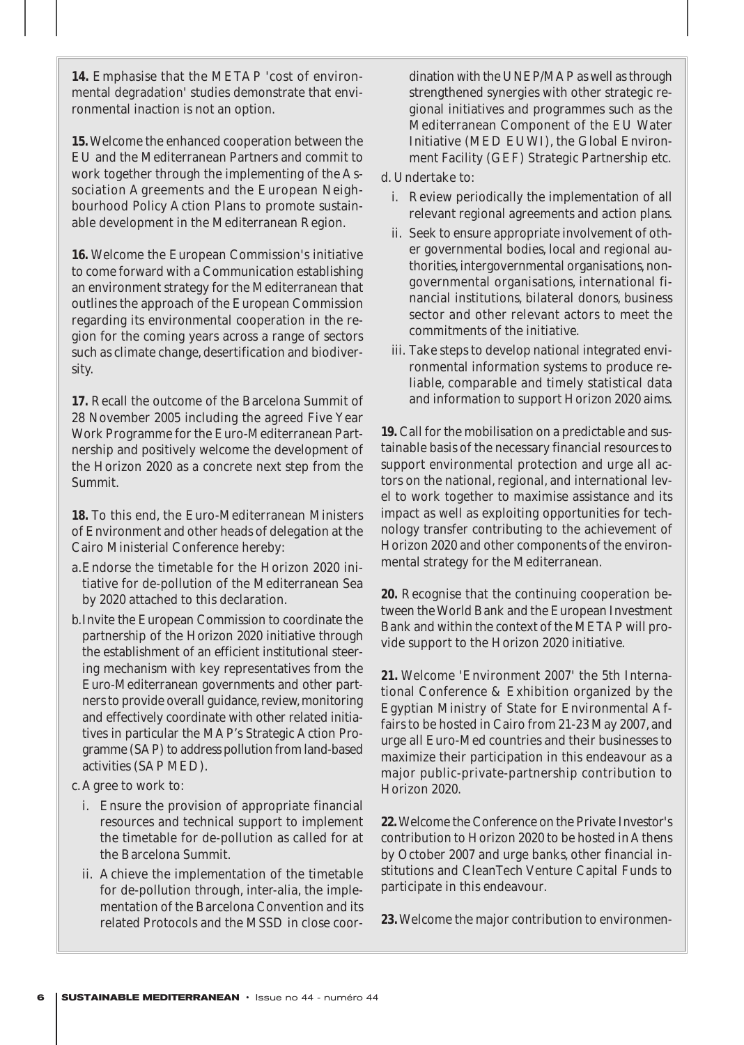**14.** Emphasise that the METAP 'cost of environmental degradation' studies demonstrate that environmental inaction is not an option.

**15.** Welcome the enhanced cooperation between the EU and the Mediterranean Partners and commit to work together through the implementing of the Association Agreements and the European Neighbourhood Policy Action Plans to promote sustainable development in the Mediterranean Region.

**16.** Welcome the European Commission's initiative to come forward with a Communication establishing an environment strategy for the Mediterranean that outlines the approach of the European Commission regarding its environmental cooperation in the region for the coming years across a range of sectors such as climate change, desertification and biodiversity.

**17.** Recall the outcome of the Barcelona Summit of 28 November 2005 including the agreed Five Year Work Programme for the Euro-Mediterranean Partnership and positively welcome the development of the Horizon 2020 as a concrete next step from the Summit.

**18.** To this end, the Euro-Mediterranean Ministers of Environment and other heads of delegation at the Cairo Ministerial Conference hereby:

a. Endorse the timetable for the Horizon 2020 initiative for de-pollution of the Mediterranean Sea by 2020 attached to this declaration.

b. Invite the European Commission to coordinate the partnership of the Horizon 2020 initiative through the establishment of an efficient institutional steering mechanism with key representatives from the Euro-Mediterranean governments and other partners to provide overall guidance, review, monitoring and effectively coordinate with other related initiatives in particular the MAP's Strategic Action Programme (SAP) to address pollution from land-based activities (SAP MED).

c. Agree to work to:

   i. Ensure the provision of appropriate financial resources and technical support to implement the timetable for de-pollution as called for at the Barcelona Summit.

   ii. Achieve the implementation of the timetable for de-pollution through, inter-alia, the implementation of the Barcelona Convention and its related Protocols and the MSSD in close coordination with the UNEP/MAP as well as through strengthened synergies with other strategic regional initiatives and programmes such as the Mediterranean Component of the EU Water Initiative (MED EUWI), the Global Environment Facility (GEF) Strategic Partnership etc.

d. Undertake to:

   i. Review periodically the implementation of all relevant regional agreements and action plans.

   ii. Seek to ensure appropriate involvement of other governmental bodies, local and regional authorities, intergovernmental organisations, non-governmental organisations, international financial institutions, bilateral donors, business sector and other relevant actors to meet the commitments of the initiative.

   iii. Take steps to develop national integrated environmental information systems to produce reliable, comparable and timely statistical data and information to support Horizon 2020 aims.

**19.** Call for the mobilisation on a predictable and sustainable basis of the necessary financial resources to support environmental protection and urge all actors on the national, regional, and international level to work together to maximise assistance and its impact as well as exploiting opportunities for technology transfer contributing to the achievement of Horizon 2020 and other components of the environmental strategy for the Mediterranean.

**20.** Recognise that the continuing cooperation between the World Bank and the European Investment Bank and within the context of the METAP will provide support to the Horizon 2020 initiative.

**21.** Welcome 'Environment 2007' the 5th International Conference & Exhibition organized by the Egyptian Ministry of State for Environmental Affairs to be hosted in Cairo from 21-23 May 2007, and urge all Euro-Med countries and their businesses to maximize their participation in this endeavour as a major public-private-partnership contribution to Horizon 2020.

**22.** Welcome the Conference on the Private Investor's contribution to Horizon 2020 to be hosted in Athens by October 2007 and urge banks, other financial institutions and CleanTech Venture Capital Funds to participate in this endeavour.

**23.** Welcome the major contribution to environmen-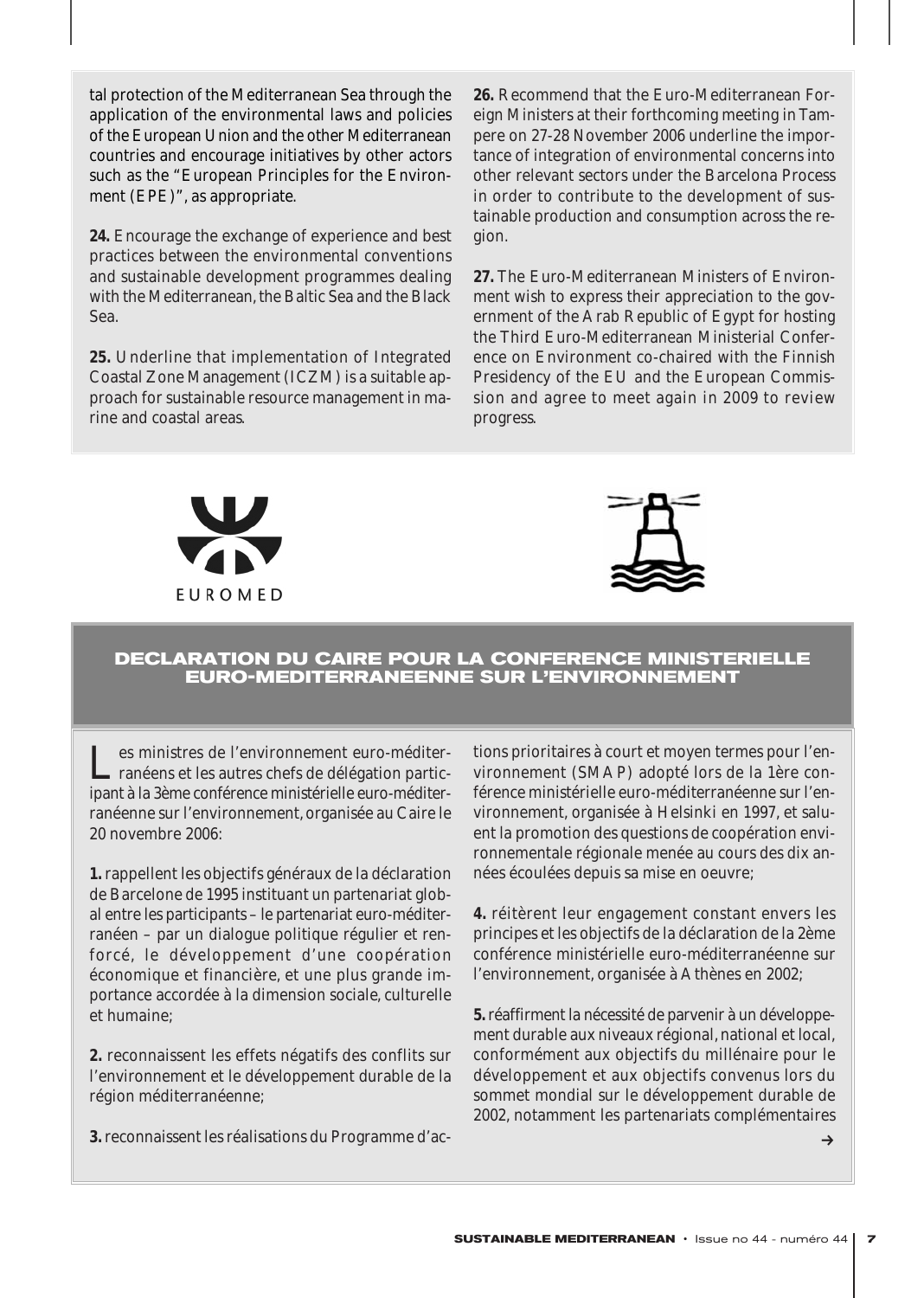tal protection of the Mediterranean Sea through the application of the environmental laws and policies of the European Union and the other Mediterranean countries and encourage initiatives by other actors such as the "European Principles for the Environment (EPE)", as appropriate.

**24.** Encourage the exchange of experience and best practices between the environmental conventions and sustainable development programmes dealing with the Mediterranean, the Baltic Sea and the Black Sea.

**25.** Underline that implementation of Integrated Coastal Zone Management (ICZM) is a suitable approach for sustainable resource management in marine and coastal areas.

**26.** Recommend that the Euro-Mediterranean Foreign Ministers at their forthcoming meeting in Tampere on 27-28 November 2006 underline the importance of integration of environmental concerns into other relevant sectors under the Barcelona Process in order to contribute to the development of sustainable production and consumption across the region.

**27.** The Euro-Mediterranean Ministers of Environment wish to express their appreciation to the government of the Arab Republic of Egypt for hosting the Third Euro-Mediterranean Ministerial Conference on Environment co-chaired with the Finnish Presidency of the EU and the European Commission and agree to meet again in 2009 to review progress.

EUROMED

## DECLARATION DU CAIRE POUR LA CONFERENCE MINISTERIELLE EURO-MEDITERRANEENNE SUR L'ENVIRONNEMENT

Les ministres de l'environnement euro-méditerranéens et les autres chefs de délégation participant à la 3ème conférence ministérielle euro-méditerranéenne sur l'environnement, organisée au Caire le 20 novembre 2006:

**1.** rappellent les objectifs généraux de la déclaration de Barcelone de 1995 instituant un partenariat global entre les participants – le partenariat euro-méditerranéen – par un dialogue politique régulier et renforcé, le développement d'une coopération économique et financière, et une plus grande importance accordée à la dimension sociale, culturelle et humaine;

**2.** reconnaissent les effets négatifs des conflits sur l'environnement et le développement durable de la région méditerranéenne;

**3.** reconnaissent les réalisations du Programme d'actions prioritaires à court et moyen termes pour l'environnement (SMAP) adopté lors de la 1ère conférence ministérielle euro-méditerranéenne sur l'environnement, organisée à Helsinki en 1997, et saluent la promotion des questions de coopération environnementale régionale menée au cours des dix années écoulées depuis sa mise en oeuvre;

**4.** réitèrent leur engagement constant envers les principes et les objectifs de la déclaration de la 2ème conférence ministérielle euro-méditerranéenne sur l'environnement, organisée à Athènes en 2002;

**5.** réaffirment la nécessité de parvenir à un développement durable aux niveaux régional, national et local, conformément aux objectifs du millénaire pour le développement et aux objectifs convenus lors du sommet mondial sur le développement durable de 2002, notamment les partenariats complémentaires

→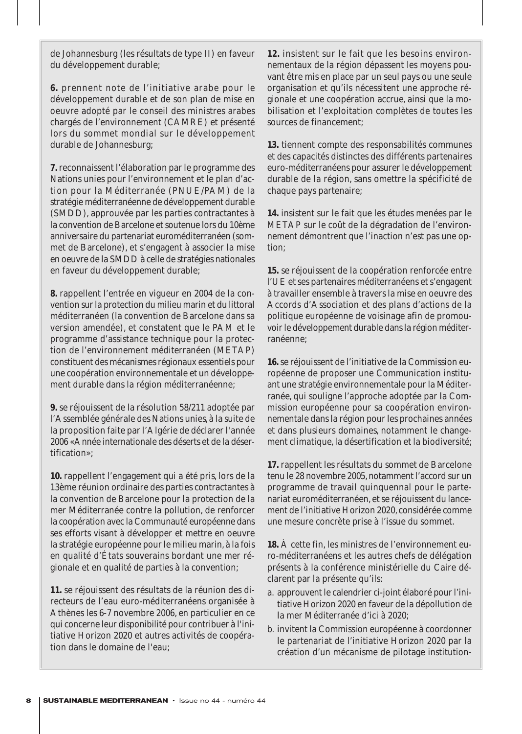de Johannesburg (les résultats de type II) en faveur du développement durable;

**6.** prennent note de l'initiative arabe pour le développement durable et de son plan de mise en oeuvre adopté par le conseil des ministres arabes chargés de l'environnement (CAMRE) et présenté lors du sommet mondial sur le développement durable de Johannesburg;

**7.** reconnaissent l'élaboration par le programme des Nations unies pour l'environnement et le plan d'action pour la Méditerranée (PNUE/PAM) de la stratégie méditerranéenne de développement durable (SMDD), approuvée par les parties contractantes à la convention de Barcelone et soutenue lors du 10ème anniversaire du partenariat euroméditerranéen (sommet de Barcelone), et s'engagent à associer la mise en oeuvre de la SMDD à celle de stratégies nationales en faveur du développement durable;

**8.** rappellent l'entrée en vigueur en 2004 de la convention sur la protection du milieu marin et du littoral méditerranéen (la convention de Barcelone dans sa version amendée), et constatent que le PAM et le programme d'assistance technique pour la protection de l'environnement méditerranéen (METAP) constituent des mécanismes régionaux essentiels pour une coopération environnementale et un développement durable dans la région méditerranéenne;

**9.** se réjouissent de la résolution 58/211 adoptée par l'Assemblée générale des Nations unies, à la suite de la proposition faite par l'Algérie de déclarer l'année 2006 «Année internationale des déserts et de la désertification»;

**10.** rappellent l'engagement qui a été pris, lors de la 13ème réunion ordinaire des parties contractantes à la convention de Barcelone pour la protection de la mer Méditerranée contre la pollution, de renforcer la coopération avec la Communauté européenne dans ses efforts visant à développer et mettre en oeuvre la stratégie européenne pour le milieu marin, à la fois en qualité d'États souverains bordant une mer régionale et en qualité de parties à la convention;

**11.** se réjouissent des résultats de la réunion des directeurs de l'eau euro-méditerranéens organisée à Athènes les 6-7 novembre 2006, en particulier en ce qui concerne leur disponibilité pour contribuer à l'initiative Horizon 2020 et autres activités de coopération dans le domaine de l'eau;

**12.** insistent sur le fait que les besoins environnementaux de la région dépassent les moyens pouvant être mis en place par un seul pays ou une seule organisation et qu'ils nécessitent une approche régionale et une coopération accrue, ainsi que la mobilisation et l'exploitation complètes de toutes les sources de financement;

**13.** tiennent compte des responsabilités communes et des capacités distinctes des différents partenaires euro-méditerranéens pour assurer le développement durable de la région, sans omettre la spécificité de chaque pays partenaire;

**14.** insistent sur le fait que les études menées par le METAP sur le coût de la dégradation de l'environnement démontrent que l'inaction n'est pas une option;

**15.** se réjouissent de la coopération renforcée entre l'UE et ses partenaires méditerranéens et s'engagent à travailler ensemble à travers la mise en oeuvre des Accords d'Association et des plans d'actions de la politique européenne de voisinage afin de promouvoir le développement durable dans la région méditerranéenne;

**16.** se réjouissent de l'initiative de la Commission européenne de proposer une Communication institutant une stratégie environnementale pour la Méditerranée, qui souligne l'approche adoptée par la Commission européenne pour sa coopération environnementale dans la région pour les prochaines années et dans plusieurs domaines, notamment le changement climatique, la désertification et la biodiversité;

**17.** rappellent les résultats du sommet de Barcelone tenu le 28 novembre 2005, notamment l'accord sur un programme de travail quinquennal pour le partenariat euroméditerranéen, et se réjouissent du lancement de l'initiative Horizon 2020, considérée comme une mesure concrète prise à l'issue du sommet.

**18.** À cette fin, les ministres de l'environnement euro-méditerranéens et les autres chefs de délégation présents à la conférence ministérielle du Caire déclarent par la présente qu'ils:

a. approuvent le calendrier ci-joint élaboré pour l'initiative Horizon 2020 en faveur de la dépollution de la mer Méditerranée d'ici à 2020;

b. invitent la Commission européenne à coordonner le partenariat de l'initiative Horizon 2020 par la création d'un mécanisme de pilotage institution-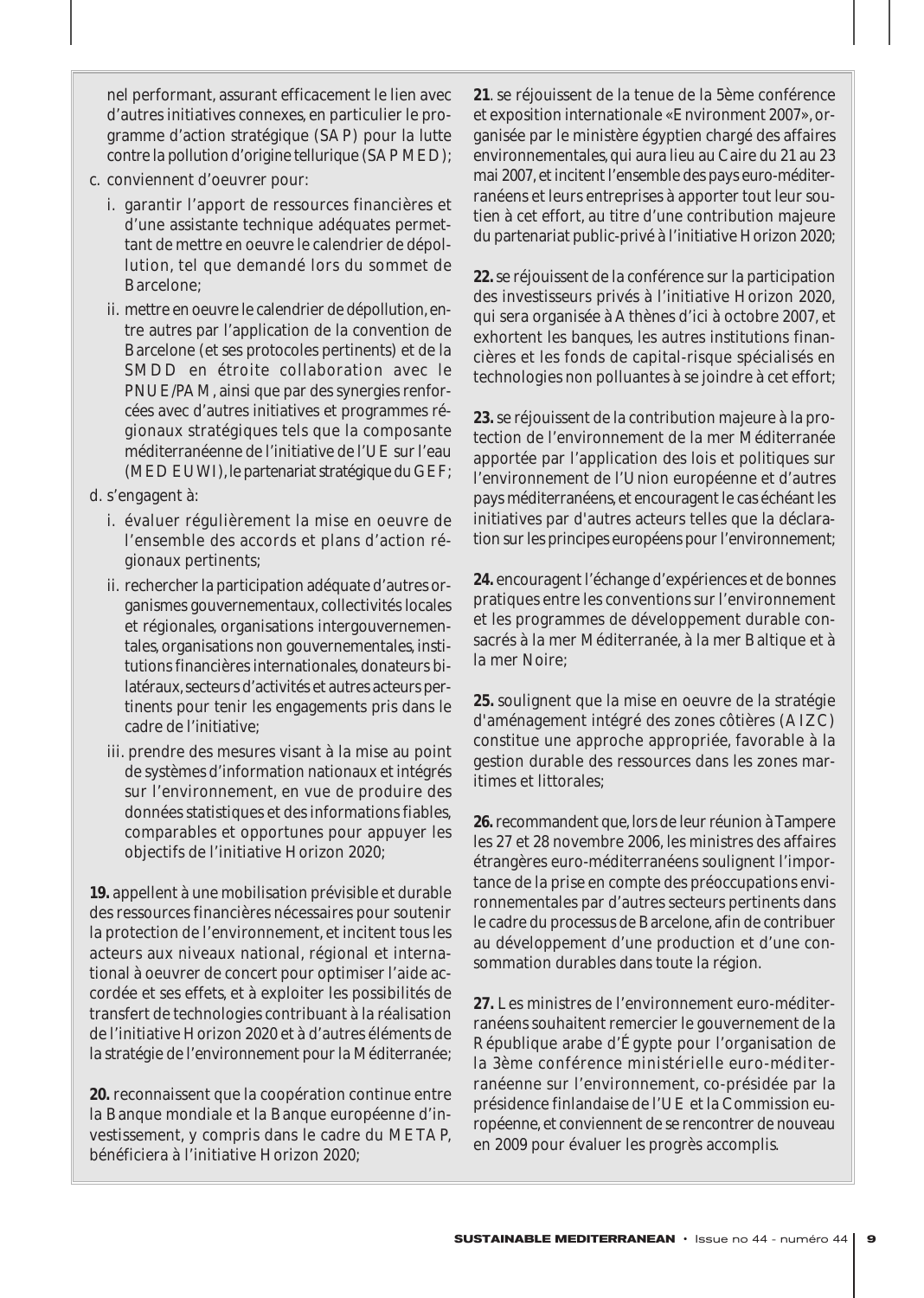nel performant, assurant efficacement le lien avec d'autres initiatives connexes, en particulier le programme d'action stratégique (SAP) pour la lutte contre la pollution d'origine tellurique (SAP MED);

c. conviennent d'oeuvrer pour:

   i. garantir l'apport de ressources financières et d'une assistante technique adéquates permettant de mettre en oeuvre le calendrier de dépollution, tel que demandé lors du sommet de Barcelone;

   ii. mettre en oeuvre le calendrier de dépollution, entre autres par l'application de la convention de Barcelone (et ses protocoles pertinents) et de la SMDD en étroite collaboration avec le PNUE/PAM, ainsi que par des synergies renforcées avec d'autres initiatives et programmes régionaux stratégiques tels que la composante méditerranéenne de l'initiative de l'UE sur l'eau (MED EUWI), le partenariat stratégique du GEF;

d. s'engagent à:

   i. évaluer régulièrement la mise en oeuvre de l'ensemble des accords et plans d'action régionaux pertinents;

   ii. rechercher la participation adéquate d'autres organismes gouvernementaux, collectivités locales et régionales, organisations intergouvernementales, organisations non gouvernementales, institutions financières internationales, donateurs bilatéraux, secteurs d'activités et autres acteurs pertinents pour tenir les engagements pris dans le cadre de l'initiative;

   iii. prendre des mesures visant à la mise au point de systèmes d'information nationaux et intégrés sur l'environnement, en vue de produire des données statistiques et des informations fiables, comparables et opportunes pour appuyer les objectifs de l'initiative Horizon 2020;

**19.** appellent à une mobilisation prévisible et durable des ressources financières nécessaires pour soutenir la protection de l'environnement, et incitent tous les acteurs aux niveaux national, régional et international à oeuvrer de concert pour optimiser l'aide accordée et ses effets, et à exploiter les possibilités de transfert de technologies contribuant à la réalisation de l'initiative Horizon 2020 et à d'autres éléments de la stratégie de l'environnement pour la Méditerranée;

**20.** reconnaissent que la coopération continue entre la Banque mondiale et la Banque européenne d'investissement, y compris dans le cadre du METAP, bénéficiera à l'initiative Horizon 2020;

**21**. se réjouissent de la tenue de la 5ème conférence et exposition internationale «Environment 2007», organisée par le ministère égyptien chargé des affaires environnementales, qui aura lieu au Caire du 21 au 23 mai 2007, et incitent l'ensemble des pays euro-méditerranéens et leurs entreprises à apporter tout leur soutien à cet effort, au titre d'une contribution majeure du partenariat public-privé à l'initiative Horizon 2020;

**22.** se réjouissent de la conférence sur la participation des investisseurs privés à l'initiative Horizon 2020, qui sera organisée à Athènes d'ici à octobre 2007, et exhortent les banques, les autres institutions financières et les fonds de capital-risque spécialisés en technologies non polluantes à se joindre à cet effort;

**23.** se réjouissent de la contribution majeure à la protection de l'environnement de la mer Méditerranée apportée par l'application des lois et politiques sur l'environnement de l'Union européenne et d'autres pays méditerranéens, et encouragent le cas échéant les initiatives par d'autres acteurs telles que la déclaration sur les principes européens pour l'environnement;

**24.** encouragent l'échange d'expériences et de bonnes pratiques entre les conventions sur l'environnement et les programmes de développement durable consacrés à la mer Méditerranée, à la mer Baltique et à la mer Noire;

**25.** soulignent que la mise en oeuvre de la stratégie d'aménagement intégré des zones côtières (AIZC) constitue une approche appropriée, favorable à la gestion durable des ressources dans les zones maritimes et littorales;

**26.** recommandent que, lors de leur réunion à Tampere les 27 et 28 novembre 2006, les ministres des affaires étrangères euro-méditerranéens soulignent l'importance de la prise en compte des préoccupations environnementales par d'autres secteurs pertinents dans le cadre du processus de Barcelone, afin de contribuer au développement d'une production et d'une consommation durables dans toute la région.

**27.** Les ministres de l'environnement euro-méditerranéens souhaitent remercier le gouvernement de la République arabe d'Égypte pour l'organisation de la 3ème conférence ministérielle euro-méditerranéenne sur l'environnement, co-présidée par la présidence finlandaise de l'UE et la Commission européenne, et conviennent de se rencontrer de nouveau en 2009 pour évaluer les progrès accomplis.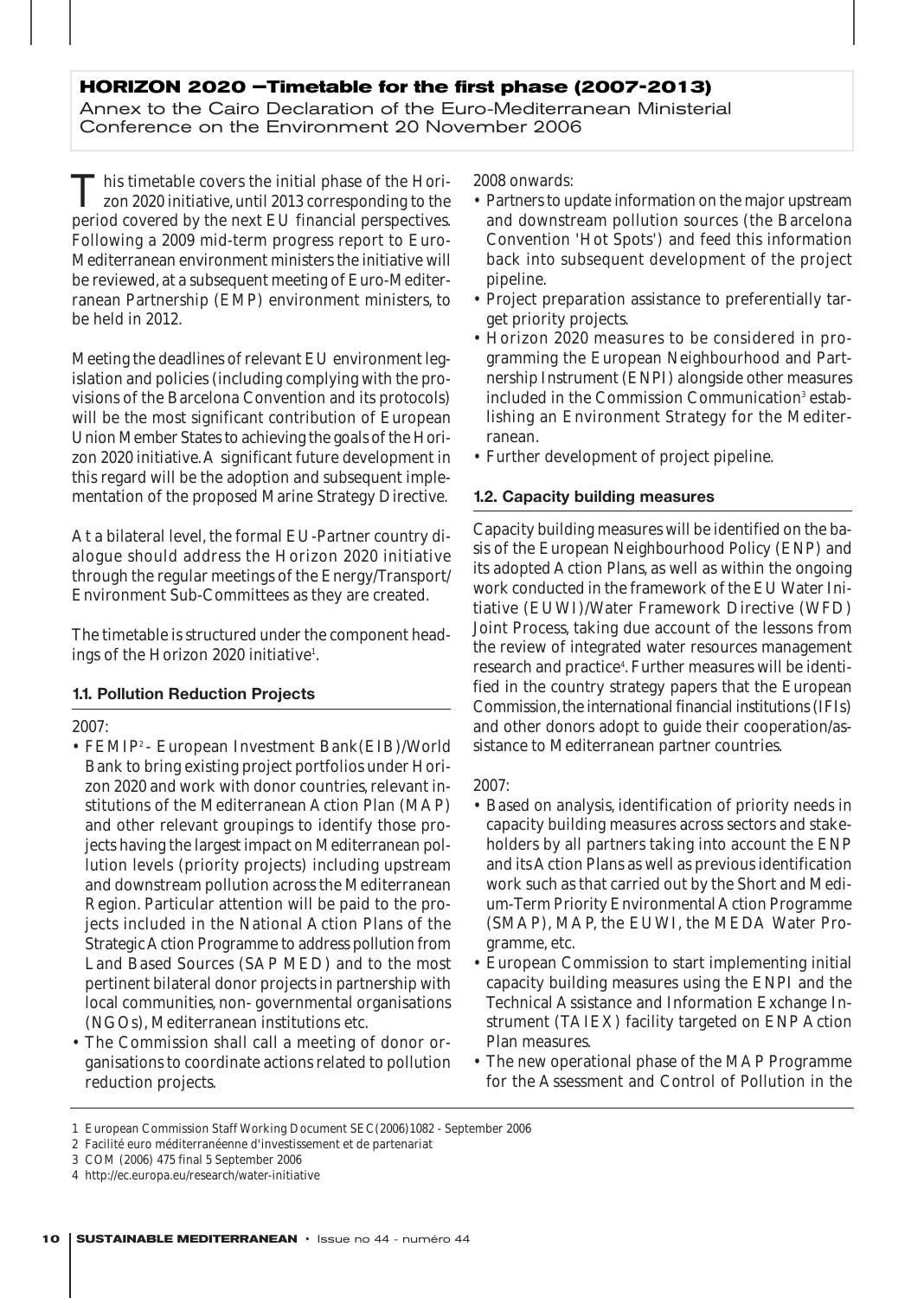## HORIZON 2020 –Timetable for the first phase (2007-2013)

Annex to the Cairo Declaration of the Euro-Mediterranean Ministerial Conference on the Environment 20 November 2006

This timetable covers the initial phase of the Horizon 2020 initiative, until 2013 corresponding to the period covered by the next EU financial perspectives. Following a 2009 mid-term progress report to Euro-Mediterranean environment ministers the initiative will be reviewed, at a subsequent meeting of Euro-Mediterranean Partnership (EMP) environment ministers, to be held in 2012.

Meeting the deadlines of relevant EU environment legislation and policies (including complying with the provisions of the Barcelona Convention and its protocols) will be the most significant contribution of European Union Member States to achieving the goals of the Horizon 2020 initiative. A significant future development in this regard will be the adoption and subsequent implementation of the proposed Marine Strategy Directive.

At a bilateral level, the formal EU-Partner country dialogue should address the Horizon 2020 initiative through the regular meetings of the Energy/Transport/Environment Sub-Committees as they are created.

The timetable is structured under the component headings of the Horizon 2020 initiative[1].

### 1.1. Pollution Reduction Projects

2007:

- FEMIP[2] - European Investment Bank(EIB)/World Bank to bring existing project portfolios under Horizon 2020 and work with donor countries, relevant institutions of the Mediterranean Action Plan (MAP) and other relevant groupings to identify those projects having the largest impact on Mediterranean pollution levels (priority projects) including upstream and downstream pollution across the Mediterranean Region. Particular attention will be paid to the projects included in the National Action Plans of the Strategic Action Programme to address pollution from Land Based Sources (SAP MED) and to the most pertinent bilateral donor projects in partnership with local communities, non- governmental organisations (NGOs), Mediterranean institutions etc.
- The Commission shall call a meeting of donor organisations to coordinate actions related to pollution reduction projects.

2008 onwards:

- Partners to update information on the major upstream and downstream pollution sources (the Barcelona Convention 'Hot Spots') and feed this information back into subsequent development of the project pipeline.
- Project preparation assistance to preferentially target priority projects.
- Horizon 2020 measures to be considered in programming the European Neighbourhood and Partnership Instrument (ENPI) alongside other measures included in the Commission Communication[3] establishing an Environment Strategy for the Mediterranean.
- Further development of project pipeline.

### 1.2. Capacity building measures

Capacity building measures will be identified on the basis of the European Neighbourhood Policy (ENP) and its adopted Action Plans, as well as within the ongoing work conducted in the framework of the EU Water Initiative (EUWI)/Water Framework Directive (WFD) Joint Process, taking due account of the lessons from the review of integrated water resources management research and practice[4]. Further measures will be identified in the country strategy papers that the European Commission, the international financial institutions (IFIs) and other donors adopt to guide their cooperation/assistance to Mediterranean partner countries.

2007:

- Based on analysis, identification of priority needs in capacity building measures across sectors and stakeholders by all partners taking into account the ENP and its Action Plans as well as previous identification work such as that carried out by the Short and Medium-Term Priority Environmental Action Programme (SMAP), MAP, the EUWI, the MEDA Water Programme, etc.
- European Commission to start implementing initial capacity building measures using the ENPI and the Technical Assistance and Information Exchange Instrument (TAIEX) facility targeted on ENP Action Plan measures.
- The new operational phase of the MAP Programme for the Assessment and Control of Pollution in the

---

1 European Commission Staff Working Document SEC(2006)1082 - September 2006

2 Facilité euro méditerranéenne d'investissement et de partenariat

3 COM (2006) 475 final 5 September 2006

4 http://ec.europa.eu/research/water-initiative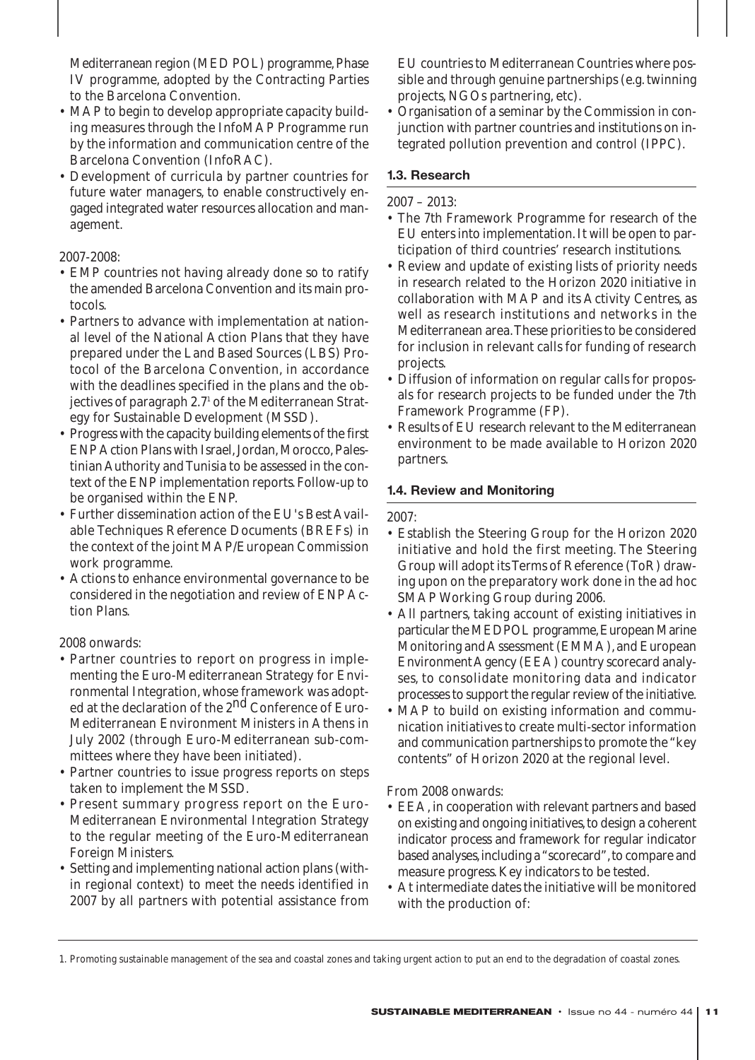Mediterranean region (MED POL) programme, Phase IV programme, adopted by the Contracting Parties to the Barcelona Convention.

- MAP to begin to develop appropriate capacity building measures through the InfoMAP Programme run by the information and communication centre of the Barcelona Convention (InfoRAC).
- Development of curricula by partner countries for future water managers, to enable constructively engaged integrated water resources allocation and management.

2007-2008:

- EMP countries not having already done so to ratify the amended Barcelona Convention and its main protocols.
- Partners to advance with implementation at national level of the National Action Plans that they have prepared under the Land Based Sources (LBS) Protocol of the Barcelona Convention, in accordance with the deadlines specified in the plans and the objectives of paragraph 2.7[1] of the Mediterranean Strategy for Sustainable Development (MSSD).
- Progress with the capacity building elements of the first ENP Action Plans with Israel, Jordan, Morocco, Palestinian Authority and Tunisia to be assessed in the context of the ENP implementation reports. Follow-up to be organised within the ENP.
- Further dissemination action of the EU's Best Available Techniques Reference Documents (BREFs) in the context of the joint MAP/European Commission work programme.
- Actions to enhance environmental governance to be considered in the negotiation and review of ENP Action Plans.

2008 onwards:

- Partner countries to report on progress in implementing the Euro-Mediterranean Strategy for Environmental Integration, whose framework was adopted at the declaration of the 2nd Conference of Euro-Mediterranean Environment Ministers in Athens in July 2002 (through Euro-Mediterranean sub-committees where they have been initiated).
- Partner countries to issue progress reports on steps taken to implement the MSSD.
- Present summary progress report on the Euro-Mediterranean Environmental Integration Strategy to the regular meeting of the Euro-Mediterranean Foreign Ministers.
- Setting and implementing national action plans (within regional context) to meet the needs identified in 2007 by all partners with potential assistance from EU countries to Mediterranean Countries where possible and through genuine partnerships (e.g. twinning projects, NGOs partnering, etc).
- Organisation of a seminar by the Commission in conjunction with partner countries and institutions on integrated pollution prevention and control (IPPC).

### 1.3. Research

2007 – 2013:

- The 7th Framework Programme for research of the EU enters into implementation. It will be open to participation of third countries' research institutions.
- Review and update of existing lists of priority needs in research related to the Horizon 2020 initiative in collaboration with MAP and its Activity Centres, as well as research institutions and networks in the Mediterranean area. These priorities to be considered for inclusion in relevant calls for funding of research projects.
- Diffusion of information on regular calls for proposals for research projects to be funded under the 7th Framework Programme (FP).
- Results of EU research relevant to the Mediterranean environment to be made available to Horizon 2020 partners.

### 1.4. Review and Monitoring

2007:

- Establish the Steering Group for the Horizon 2020 initiative and hold the first meeting. The Steering Group will adopt its Terms of Reference (ToR) drawing upon on the preparatory work done in the ad hoc SMAP Working Group during 2006.
- All partners, taking account of existing initiatives in particular the MEDPOL programme, European Marine Monitoring and Assessment (EMMA), and European Environment Agency (EEA) country scorecard analyses, to consolidate monitoring data and indicator processes to support the regular review of the initiative.
- MAP to build on existing information and communication initiatives to create multi-sector information and communication partnerships to promote the "key contents" of Horizon 2020 at the regional level.

From 2008 onwards:

- EEA, in cooperation with relevant partners and based on existing and ongoing initiatives, to design a coherent indicator process and framework for regular indicator based analyses, including a "scorecard", to compare and measure progress. Key indicators to be tested.
- At intermediate dates the initiative will be monitored with the production of:

---

1. Promoting sustainable management of the sea and coastal zones and taking urgent action to put an end to the degradation of coastal zones.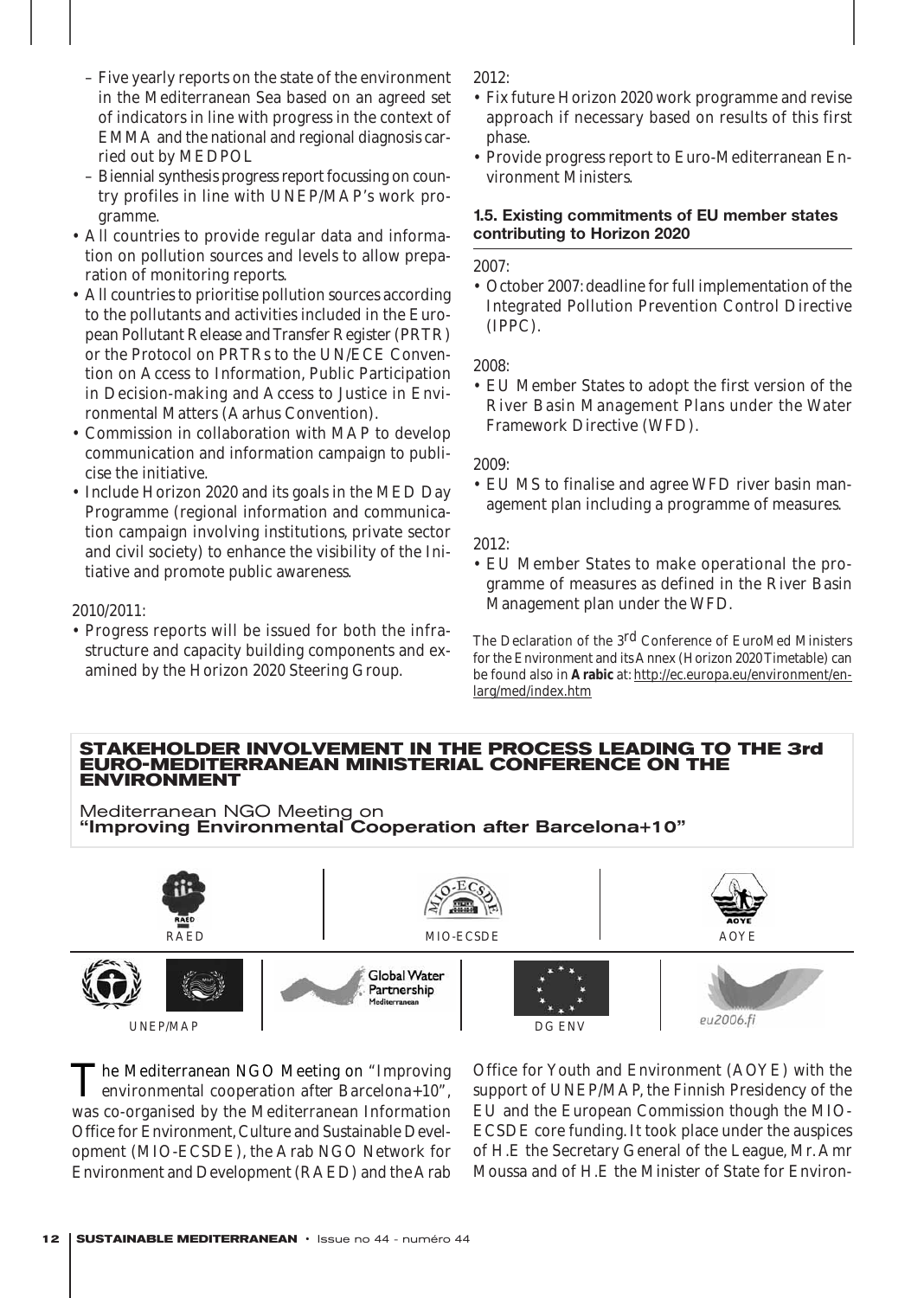– Five yearly reports on the state of the environment in the Mediterranean Sea based on an agreed set of indicators in line with progress in the context of EMMA and the national and regional diagnosis carried out by MEDPOL
– Biennial synthesis progress report focussing on country profiles in line with UNEP/MAP's work programme.

- All countries to provide regular data and information on pollution sources and levels to allow preparation of monitoring reports.
- All countries to prioritise pollution sources according to the pollutants and activities included in the European Pollutant Release and Transfer Register (PRTR) or the Protocol on PRTRs to the UN/ECE Convention on Access to Information, Public Participation in Decision-making and Access to Justice in Environmental Matters (Aarhus Convention).
- Commission in collaboration with MAP to develop communication and information campaign to publicise the initiative.
- Include Horizon 2020 and its goals in the MED Day Programme (regional information and communication campaign involving institutions, private sector and civil society) to enhance the visibility of the Initiative and promote public awareness.

2010/2011:

- Progress reports will be issued for both the infrastructure and capacity building components and examined by the Horizon 2020 Steering Group.

2012:

- Fix future Horizon 2020 work programme and revise approach if necessary based on results of this first phase.
- Provide progress report to Euro-Mediterranean Environment Ministers.

### 1.5. Existing commitments of EU member states contributing to Horizon 2020

2007:

- October 2007: deadline for full implementation of the Integrated Pollution Prevention Control Directive (IPPC).

2008:

- EU Member States to adopt the first version of the River Basin Management Plans under the Water Framework Directive (WFD).

2009:

- EU MS to finalise and agree WFD river basin management plan including a programme of measures.

2012:

- EU Member States to make operational the programme of measures as defined in the River Basin Management plan under the WFD.

The Declaration of the 3rd Conference of EuroMed Ministers for the Environment and its Annex (Horizon 2020 Timetable) can be found also in **Arabic** at: http://ec.europa.eu/environment/enlarg/med/index.htm

## STAKEHOLDER INVOLVEMENT IN THE PROCESS LEADING TO THE 3rd EURO-MEDITERRANEAN MINISTERIAL CONFERENCE ON THE ENVIRONMENT

Mediterranean NGO Meeting on
**"Improving Environmental Cooperation after Barcelona+10"**

RAED | MIO-ECSDE | AOYE

UNEP/MAP | Global Water Partnership Mediterranean | DG ENV | eu2006.fi

The Mediterranean NGO Meeting on "Improving environmental cooperation after Barcelona+10", was co-organised by the Mediterranean Information Office for Environment, Culture and Sustainable Development (MIO-ECSDE), the Arab NGO Network for Environment and Development (RAED) and the Arab Office for Youth and Environment (AOYE) with the support of UNEP/MAP, the Finnish Presidency of the EU and the European Commission though the MIO-ECSDE core funding. It took place under the auspices of H.E the Secretary General of the League, Mr. Amr Moussa and of H.E the Minister of State for Environ-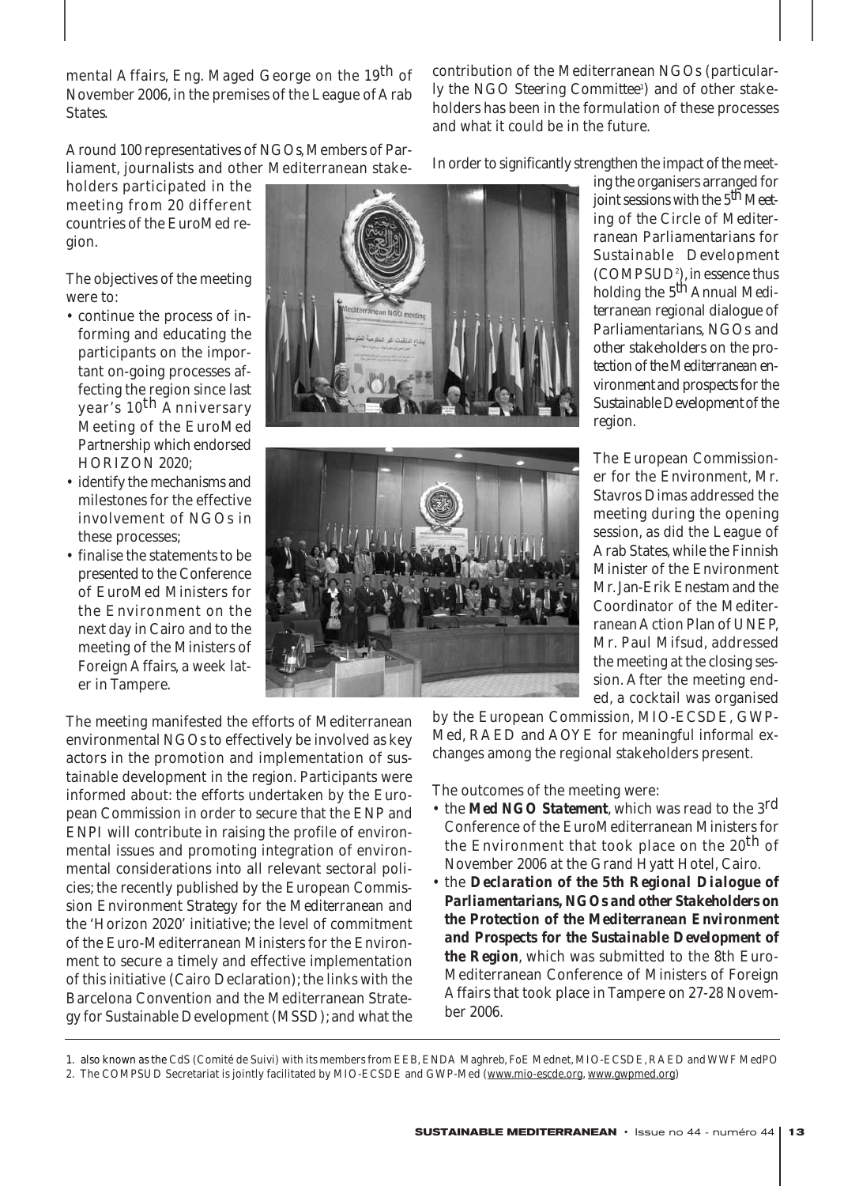mental Affairs, Eng. Maged George on the 19th of November 2006, in the premises of the League of Arab States.

Around 100 representatives of NGOs, Members of Parliament, journalists and other Mediterranean stakeholders participated in the meeting from 20 different countries of the EuroMed region.

The objectives of the meeting were to:

- continue the process of informing and educating the participants on the important on-going processes affecting the region since last year's 10th Anniversary Meeting of the EuroMed Partnership which endorsed HORIZON 2020;
- identify the mechanisms and milestones for the effective involvement of NGOs in these processes;
- finalise the statements to be presented to the Conference of EuroMed Ministers for the Environment on the next day in Cairo and to the meeting of the Ministers of Foreign Affairs, a week later in Tampere.

The meeting manifested the efforts of Mediterranean environmental NGOs to effectively be involved as key actors in the promotion and implementation of sustainable development in the region. Participants were informed about: the efforts undertaken by the European Commission in order to secure that the ENP and ENPI will contribute in raising the profile of environmental issues and promoting integration of environmental considerations into all relevant sectoral policies; the recently published by the European Commission Environment Strategy for the Mediterranean and the 'Horizon 2020' initiative; the level of commitment of the Euro-Mediterranean Ministers for the Environment to secure a timely and effective implementation of this initiative (Cairo Declaration); the links with the Barcelona Convention and the Mediterranean Strategy for Sustainable Development (MSSD); and what the contribution of the Mediterranean NGOs (particularly the NGO Steering Committee[1]) and of other stakeholders has been in the formulation of these processes and what it could be in the future.

In order to significantly strengthen the impact of the meeting the organisers arranged for joint sessions with the 5th Meeting of the Circle of Mediterranean Parliamentarians for Sustainable Development (COMPSUD[2]), in essence thus holding the 5th Annual Mediterranean regional dialogue of Parliamentarians, NGOs and other stakeholders on the protection of the Mediterranean environment and prospects for the Sustainable Development of the region.

The European Commissioner for the Environment, Mr. Stavros Dimas addressed the meeting during the opening session, as did the League of Arab States, while the Finnish Minister of the Environment Mr. Jan-Erik Enestam and the Coordinator of the Mediterranean Action Plan of UNEP, Mr. Paul Mifsud, addressed the meeting at the closing session. After the meeting ended, a cocktail was organised by the European Commission, MIO-ECSDE, GWP-Med, RAED and AOYE for meaningful informal exchanges among the regional stakeholders present.

The outcomes of the meeting were:

- the ***Med NGO Statement***, which was read to the 3rd Conference of the EuroMediterranean Ministers for the Environment that took place on the 20th of November 2006 at the Grand Hyatt Hotel, Cairo.
- the ***Declaration of the 5th Regional Dialogue of Parliamentarians, NGOs and other Stakeholders on the Protection of the Mediterranean Environment and Prospects for the Sustainable Development of the Region***, which was submitted to the 8th Euro-Mediterranean Conference of Ministers of Foreign Affairs that took place in Tampere on 27-28 November 2006.

---

1. also known as the CdS (Comité de Suivi) with its members from EEB, ENDA Maghreb, FoE Mednet, MIO-ECSDE, RAED and WWF MedPO
2. The COMPSUD Secretariat is jointly facilitated by MIO-ECSDE and GWP-Med (www.mio-escde.org, www.gwpmed.org)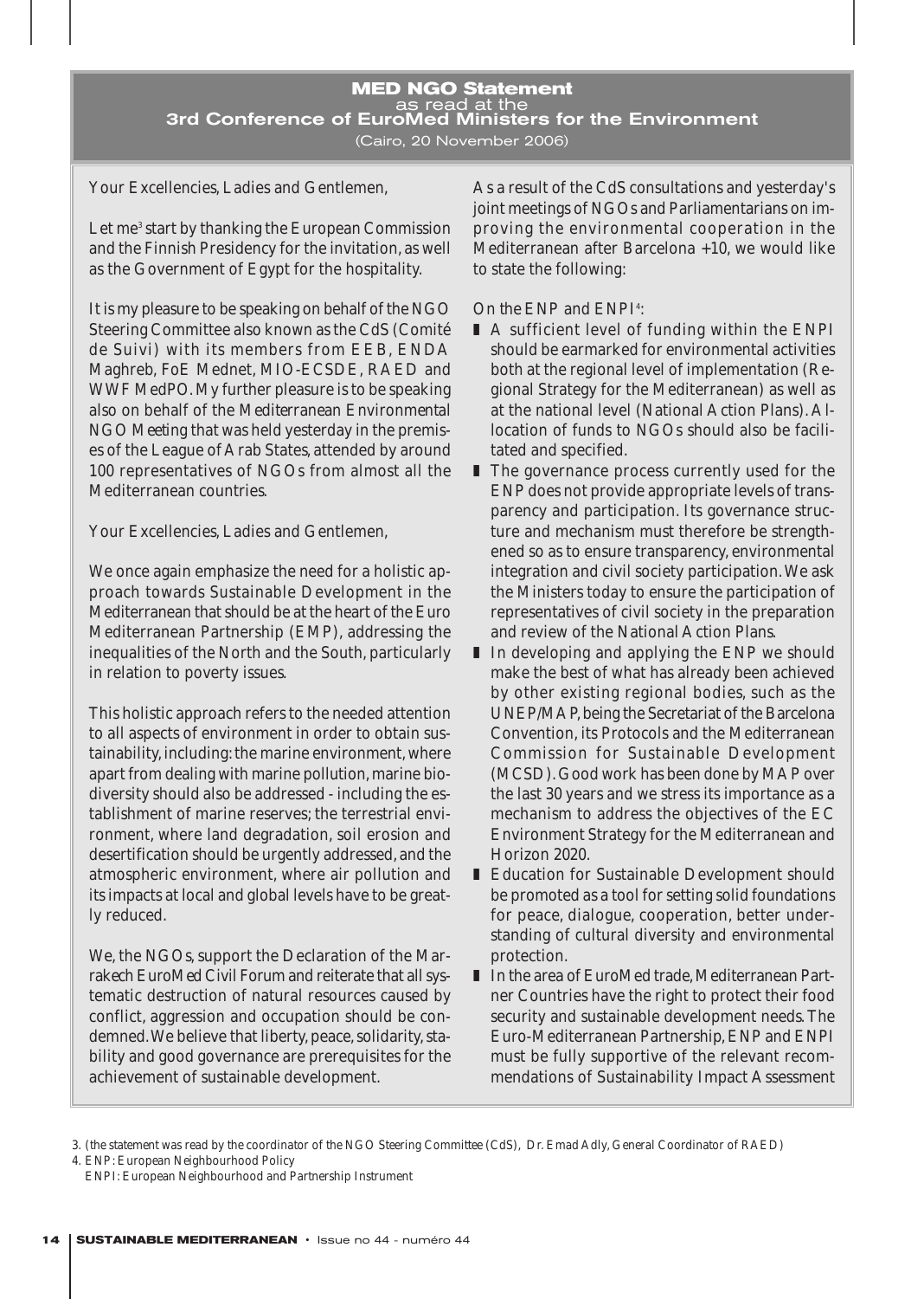## MED NGO Statement

as read at the

### 3rd Conference of EuroMed Ministers for the Environment

(Cairo, 20 November 2006)

Your Excellencies, Ladies and Gentlemen,

Let me[3] start by thanking the European Commission and the Finnish Presidency for the invitation, as well as the Government of Egypt for the hospitality.

It is my pleasure to be speaking on behalf of the NGO Steering Committee also known as the CdS (Comité de Suivi) with its members from EEB, ENDA Maghreb, FoE Mednet, MIO-ECSDE, RAED and WWF MedPO. My further pleasure is to be speaking also on behalf of the Mediterranean Environmental NGO Meeting that was held yesterday in the premises of the League of Arab States, attended by around 100 representatives of NGOs from almost all the Mediterranean countries.

Your Excellencies, Ladies and Gentlemen,

We once again emphasize the need for a holistic approach towards Sustainable Development in the Mediterranean that should be at the heart of the Euro Mediterranean Partnership (EMP), addressing the inequalities of the North and the South, particularly in relation to poverty issues.

This holistic approach refers to the needed attention to all aspects of environment in order to obtain sustainability, including: the marine environment, where apart from dealing with marine pollution, marine biodiversity should also be addressed - including the establishment of marine reserves; the terrestrial environment, where land degradation, soil erosion and desertification should be urgently addressed, and the atmospheric environment, where air pollution and its impacts at local and global levels have to be greatly reduced.

We, the NGOs, support the Declaration of the Marrakech EuroMed Civil Forum and reiterate that all systematic destruction of natural resources caused by conflict, aggression and occupation should be condemned. We believe that liberty, peace, solidarity, stability and good governance are prerequisites for the achievement of sustainable development.

As a result of the CdS consultations and yesterday's joint meetings of NGOs and Parliamentarians on improving the environmental cooperation in the Mediterranean after Barcelona +10, we would like to state the following:

On the ENP and ENPI[4]:

- A sufficient level of funding within the ENPI should be earmarked for environmental activities both at the regional level of implementation (Regional Strategy for the Mediterranean) as well as at the national level (National Action Plans). Allocation of funds to NGOs should also be facilitated and specified.
- The governance process currently used for the ENP does not provide appropriate levels of transparency and participation. Its governance structure and mechanism must therefore be strengthened so as to ensure transparency, environmental integration and civil society participation. We ask the Ministers today to ensure the participation of representatives of civil society in the preparation and review of the National Action Plans.
- In developing and applying the ENP we should make the best of what has already been achieved by other existing regional bodies, such as the UNEP/MAP, being the Secretariat of the Barcelona Convention, its Protocols and the Mediterranean Commission for Sustainable Development (MCSD). Good work has been done by MAP over the last 30 years and we stress its importance as a mechanism to address the objectives of the EC Environment Strategy for the Mediterranean and Horizon 2020.
- Education for Sustainable Development should be promoted as a tool for setting solid foundations for peace, dialogue, cooperation, better understanding of cultural diversity and environmental protection.
- In the area of EuroMed trade, Mediterranean Partner Countries have the right to protect their food security and sustainable development needs. The Euro-Mediterranean Partnership, ENP and ENPI must be fully supportive of the relevant recommendations of Sustainability Impact Assessment

3. (the statement was read by the coordinator of the NGO Steering Committee (CdS), Dr. Emad Adly, General Coordinator of RAED)

4. ENP: European Neighbourhood Policy
ENPI: European Neighbourhood and Partnership Instrument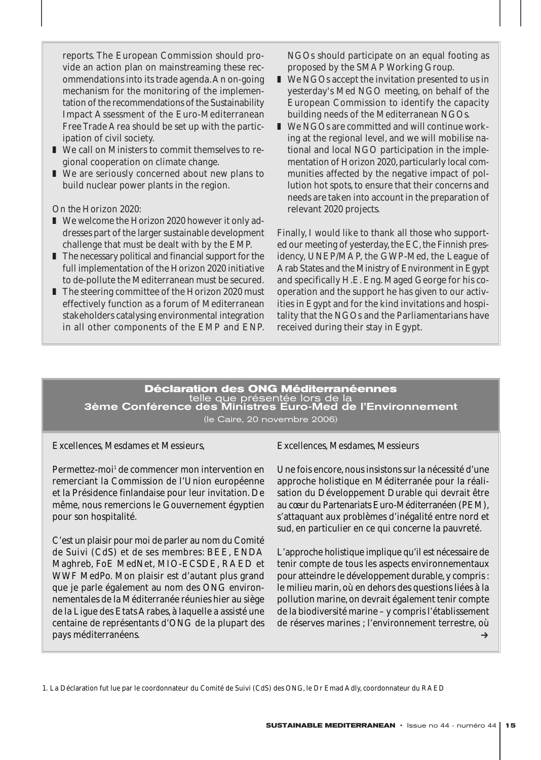reports. The European Commission should provide an action plan on mainstreaming these recommendations into its trade agenda. An on-going mechanism for the monitoring of the implementation of the recommendations of the Sustainability Impact Assessment of the Euro-Mediterranean Free Trade Area should be set up with the participation of civil society.

- We call on Ministers to commit themselves to regional cooperation on climate change.
- We are seriously concerned about new plans to build nuclear power plants in the region.

On the Horizon 2020:

- We welcome the Horizon 2020 however it only addresses part of the larger sustainable development challenge that must be dealt with by the EMP.
- The necessary political and financial support for the full implementation of the Horizon 2020 initiative to de-pollute the Mediterranean must be secured.
- The steering committee of the Horizon 2020 must effectively function as a forum of Mediterranean stakeholders catalysing environmental integration in all other components of the EMP and ENP. NGOs should participate on an equal footing as proposed by the SMAP Working Group.
- We NGOs accept the invitation presented to us in yesterday's Med NGO meeting, on behalf of the European Commission to identify the capacity building needs of the Mediterranean NGOs.
- We NGOs are committed and will continue working at the regional level, and we will mobilise national and local NGO participation in the implementation of Horizon 2020, particularly local communities affected by the negative impact of pollution hot spots, to ensure that their concerns and needs are taken into account in the preparation of relevant 2020 projects.

Finally, I would like to thank all those who supported our meeting of yesterday, the EC, the Finnish presidency, UNEP/MAP, the GWP-Med, the League of Arab States and the Ministry of Environment in Egypt and specifically H.E. Eng. Maged George for his cooperation and the support he has given to our activities in Egypt and for the kind invitations and hospitality that the NGOs and the Parliamentarians have received during their stay in Egypt.

## Déclaration des ONG Méditerranéennes
telle que présentée lors de la
**3ème Conférence des Ministres Euro-Med de l'Environnement**
(le Caire, 20 novembre 2006)

Excellences, Mesdames et Messieurs,

Permettez-moi[1] de commencer mon intervention en remerciant la Commission de l'Union européenne et la Présidence finlandaise pour leur invitation. De même, nous remercions le Gouvernement égyptien pour son hospitalité.

C'est un plaisir pour moi de parler au nom du Comité de Suivi (CdS) et de ses membres: BEE, ENDA Maghreb, FoE MedNet, MIO-ECSDE, RAED et WWF MedPo. Mon plaisir est d'autant plus grand que je parle également au nom des ONG environnementales de la Méditerranée réunies hier au siège de la Ligue des Etats Arabes, à laquelle a assisté une centaine de représentants d'ONG de la plupart des pays méditerranéens.

Excellences, Mesdames, Messieurs

Une fois encore, nous insistons sur la nécessité d'une approche holistique en Méditerranée pour la réalisation du Développement Durable qui devrait être au cœur du Partenariats Euro-Méditerranéen (PEM), s'attaquant aux problèmes d'inégalité entre nord et sud, en particulier en ce qui concerne la pauvreté.

L'approche holistique implique qu'il est nécessaire de tenir compte de tous les aspects environnementaux pour atteindre le développement durable, y compris : le milieu marin, où en dehors des questions liées à la pollution marine, on devrait également tenir compte de la biodiversité marine – y compris l'établissement de réserves marines ; l'environnement terrestre, où →

1. La Déclaration fut lue par le coordonnateur du Comité de Suivi (CdS) des ONG, le Dr Emad Adly, coordonnateur du RAED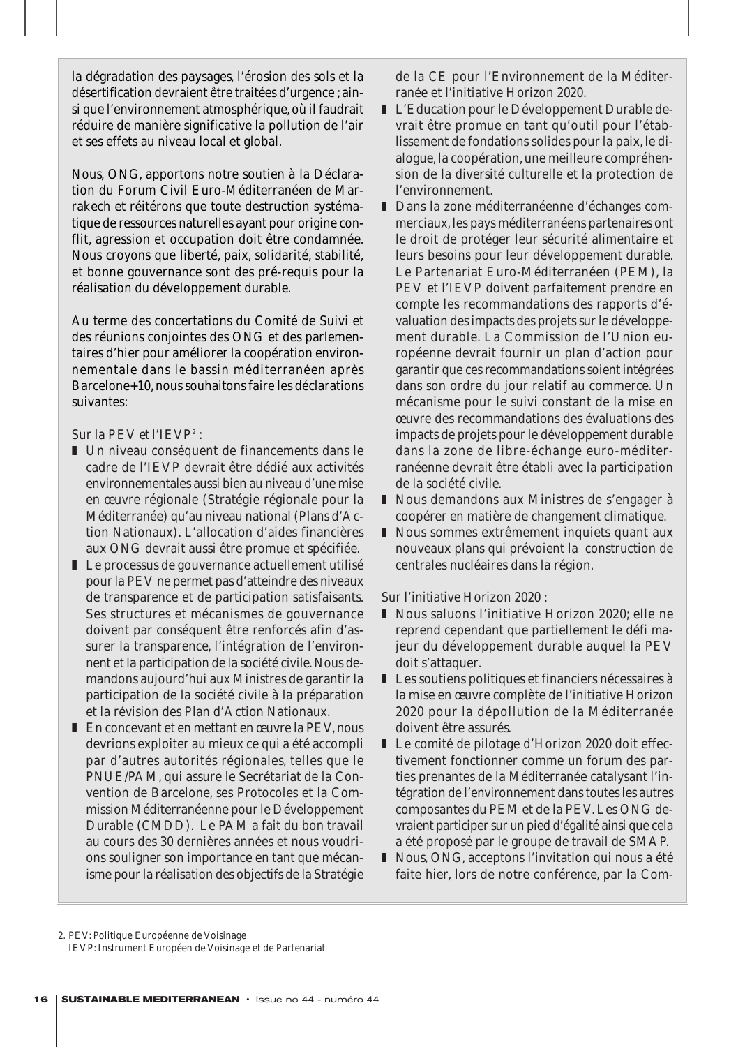la dégradation des paysages, l'érosion des sols et la désertification devraient être traitées d'urgence ; ainsi que l'environnement atmosphérique, où il faudrait réduire de manière significative la pollution de l'air et ses effets au niveau local et global.

Nous, ONG, apportons notre soutien à la Déclaration du Forum Civil Euro-Méditerranéen de Marrakech et réitérons que toute destruction systématique de ressources naturelles ayant pour origine conflit, agression et occupation doit être condamnée. Nous croyons que liberté, paix, solidarité, stabilité, et bonne gouvernance sont des pré-requis pour la réalisation du développement durable.

Au terme des concertations du Comité de Suivi et des réunions conjointes des ONG et des parlementaires d'hier pour améliorer la coopération environnementale dans le bassin méditerranéen après Barcelone+10, nous souhaitons faire les déclarations suivantes:

Sur la PEV et l'IEVP[2] :

- Un niveau conséquent de financements dans le cadre de l'IEVP devrait être dédié aux activités environnementales aussi bien au niveau d'une mise en œuvre régionale (Stratégie régionale pour la Méditerranée) qu'au niveau national (Plans d'Action Nationaux). L'allocation d'aides financières aux ONG devrait aussi être promue et spécifiée.
- Le processus de gouvernance actuellement utilisé pour la PEV ne permet pas d'atteindre des niveaux de transparence et de participation satisfaisants. Ses structures et mécanismes de gouvernance doivent par conséquent être renforcés afin d'assurer la transparence, l'intégration de l'environnent et la participation de la société civile. Nous demandons aujourd'hui aux Ministres de garantir la participation de la société civile à la préparation et la révision des Plan d'Action Nationaux.
- En concevant et en mettant en œuvre la PEV, nous devrions exploiter au mieux ce qui a été accompli par d'autres autorités régionales, telles que le PNUE/PAM, qui assure le Secrétariat de la Convention de Barcelone, ses Protocoles et la Commission Méditerranéenne pour le Développement Durable (CMDD). Le PAM a fait du bon travail au cours des 30 dernières années et nous voudrions souligner son importance en tant que mécanisme pour la réalisation des objectifs de la Stratégie de la CE pour l'Environnement de la Méditerranée et l'initiative Horizon 2020.
- L'Education pour le Développement Durable devrait être promue en tant qu'outil pour l'établissement de fondations solides pour la paix, le dialogue, la coopération, une meilleure compréhension de la diversité culturelle et la protection de l'environnement.
- Dans la zone méditerranéenne d'échanges commerciaux, les pays méditerranéens partenaires ont le droit de protéger leur sécurité alimentaire et leurs besoins pour leur développement durable. Le Partenariat Euro-Méditerranéen (PEM), la PEV et l'IEVP doivent parfaitement prendre en compte les recommandations des rapports d'évaluation des impacts des projets sur le développement durable. La Commission de l'Union européenne devrait fournir un plan d'action pour garantir que ces recommandations soient intégrées dans son ordre du jour relatif au commerce. Un mécanisme pour le suivi constant de la mise en œuvre des recommandations des évaluations des impacts de projets pour le développement durable dans la zone de libre-échange euro-méditerranéenne devrait être établi avec la participation de la société civile.
- Nous demandons aux Ministres de s'engager à coopérer en matière de changement climatique.
- Nous sommes extrêmement inquiets quant aux nouveaux plans qui prévoient la construction de centrales nucléaires dans la région.

Sur l'initiative Horizon 2020 :

- Nous saluons l'initiative Horizon 2020; elle ne reprend cependant que partiellement le défi majeur du développement durable auquel la PEV doit s'attaquer.
- Les soutiens politiques et financiers nécessaires à la mise en œuvre complète de l'initiative Horizon 2020 pour la dépollution de la Méditerranée doivent être assurés.
- Le comité de pilotage d'Horizon 2020 doit effectivement fonctionner comme un forum des parties prenantes de la Méditerranée catalysant l'intégration de l'environnement dans toutes les autres composantes du PEM et de la PEV. Les ONG devraient participer sur un pied d'égalité ainsi que cela a été proposé par le groupe de travail de SMAP.
- Nous, ONG, acceptons l'invitation qui nous a été faite hier, lors de notre conférence, par la Com-

2. PEV: Politique Européenne de Voisinage
IEVP: Instrument Européen de Voisinage et de Partenariat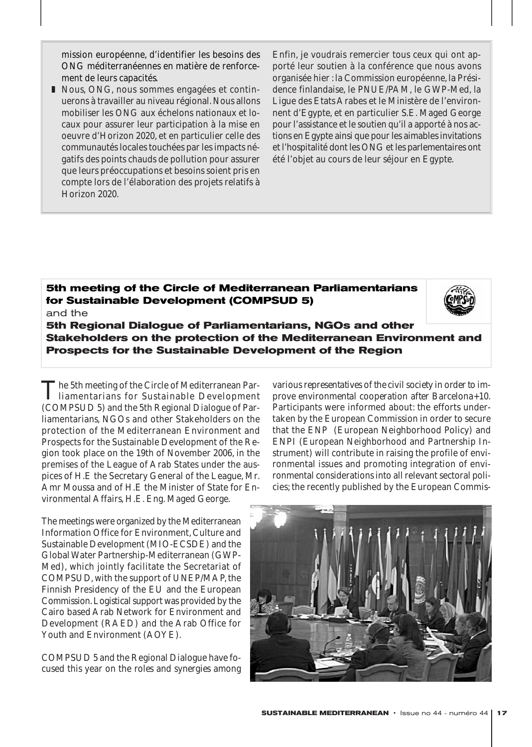mission européenne, d'identifier les besoins des ONG méditerranéennes en matière de renforcement de leurs capacités.

- Nous, ONG, nous sommes engagées et continuerons à travailler au niveau régional. Nous allons mobiliser les ONG aux échelons nationaux et locaux pour assurer leur participation à la mise en oeuvre d'Horizon 2020, et en particulier celle des communautés locales touchées par les impacts négatifs des points chauds de pollution pour assurer que leurs préoccupations et besoins soient pris en compte lors de l'élaboration des projets relatifs à Horizon 2020.

Enfin, je voudrais remercier tous ceux qui ont apporté leur soutien à la conférence que nous avons organisée hier : la Commission européenne, la Présidence finlandaise, le PNUE/PAM, le GWP-Med, la Ligue des Etats Arabes et le Ministère de l'environnement d'Egypte, et en particulier S.E. Maged George pour l'assistance et le soutien qu'il a apporté à nos actions en Egypte ainsi que pour les aimables invitations et l'hospitalité dont les ONG et les parlementaires ont été l'objet au cours de leur séjour en Egypte.

## 5th meeting of the Circle of Mediterranean Parliamentarians for Sustainable Development (COMPSUD 5) and the 5th Regional Dialogue of Parliamentarians, NGOs and other Stakeholders on the protection of the Mediterranean Environment and Prospects for the Sustainable Development of the Region

The 5th meeting of the Circle of Mediterranean Parliamentarians for Sustainable Development (COMPSUD 5) and the 5th Regional Dialogue of Parliamentarians, NGOs and other Stakeholders on the protection of the Mediterranean Environment and Prospects for the Sustainable Development of the Region took place on the 19th of November 2006, in the premises of the League of Arab States under the auspices of H.E the Secretary General of the League, Mr. Amr Moussa and of H.E the Minister of State for Environmental Affairs, H.E. Eng. Maged George.

The meetings were organized by the Mediterranean Information Office for Environment, Culture and Sustainable Development (MIO-ECSDE) and the Global Water Partnership-Mediterranean (GWP-Med), which jointly facilitate the Secretariat of COMPSUD, with the support of UNEP/MAP, the Finnish Presidency of the EU and the European Commission. Logistical support was provided by the Cairo based Arab Network for Environment and Development (RAED) and the Arab Office for Youth and Environment (AOYE).

COMPSUD 5 and the Regional Dialogue have focused this year on the roles and synergies among various representatives of the civil society in order to improve environmental cooperation after Barcelona+10. Participants were informed about: the efforts undertaken by the European Commission in order to secure that the ENP (European Neighborhood Policy) and ENPI (European Neighborhood and Partnership Instrument) will contribute in raising the profile of environmental issues and promoting integration of environmental considerations into all relevant sectoral policies; the recently published by the European Commis-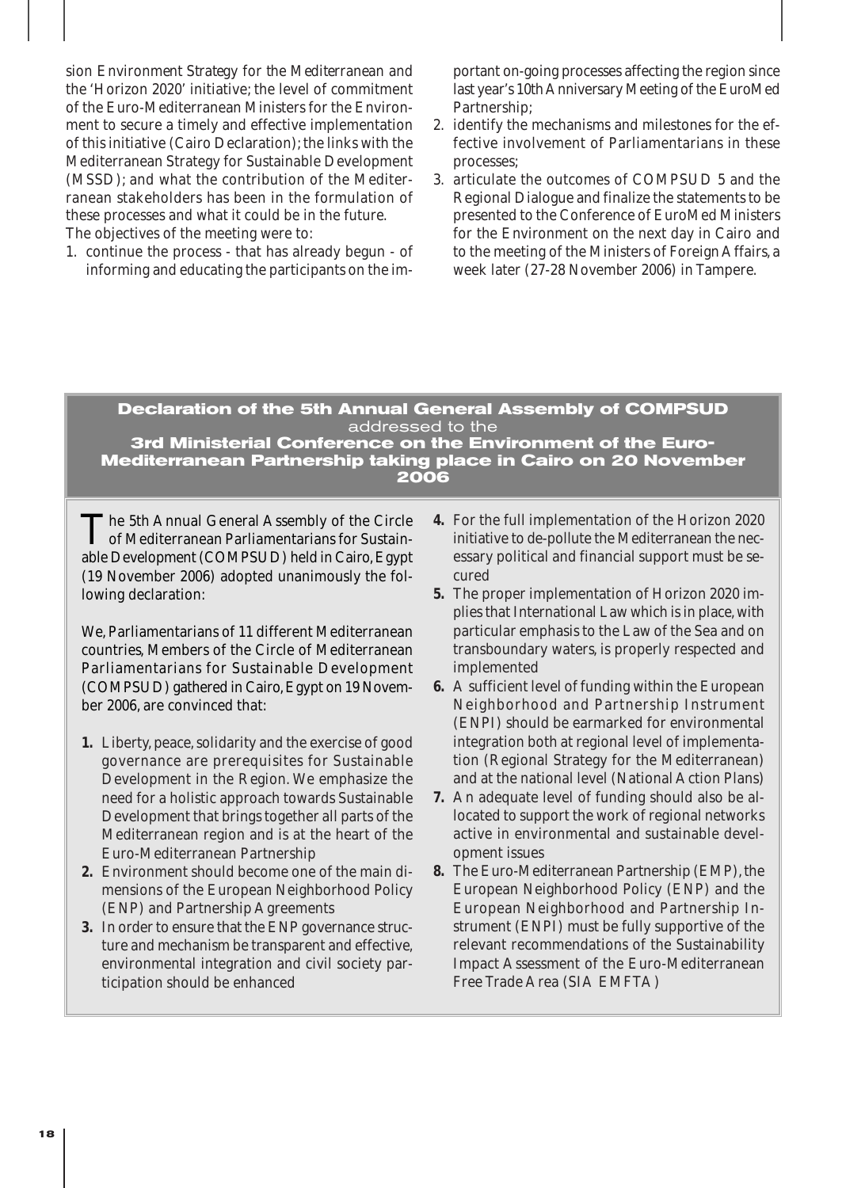sion Environment Strategy for the Mediterranean and the 'Horizon 2020' initiative; the level of commitment of the Euro-Mediterranean Ministers for the Environment to secure a timely and effective implementation of this initiative (Cairo Declaration); the links with the Mediterranean Strategy for Sustainable Development (MSSD); and what the contribution of the Mediterranean stakeholders has been in the formulation of these processes and what it could be in the future.

The objectives of the meeting were to:

1. continue the process - that has already begun - of informing and educating the participants on the important on-going processes affecting the region since last year's 10th Anniversary Meeting of the EuroMed Partnership;
2. identify the mechanisms and milestones for the effective involvement of Parliamentarians in these processes;
3. articulate the outcomes of COMPSUD 5 and the Regional Dialogue and finalize the statements to be presented to the Conference of EuroMed Ministers for the Environment on the next day in Cairo and to the meeting of the Ministers of Foreign Affairs, a week later (27-28 November 2006) in Tampere.

## Declaration of the 5th Annual General Assembly of COMPSUD addressed to the 3rd Ministerial Conference on the Environment of the Euro-Mediterranean Partnership taking place in Cairo on 20 November 2006

The 5th Annual General Assembly of the Circle of Mediterranean Parliamentarians for Sustainable Development (COMPSUD) held in Cairo, Egypt (19 November 2006) adopted unanimously the following declaration:

We, Parliamentarians of 11 different Mediterranean countries, Members of the Circle of Mediterranean Parliamentarians for Sustainable Development (COMPSUD) gathered in Cairo, Egypt on 19 November 2006, are convinced that:

1. Liberty, peace, solidarity and the exercise of good governance are prerequisites for Sustainable Development in the Region. We emphasize the need for a holistic approach towards Sustainable Development that brings together all parts of the Mediterranean region and is at the heart of the Euro-Mediterranean Partnership
2. Environment should become one of the main dimensions of the European Neighborhood Policy (ENP) and Partnership Agreements
3. In order to ensure that the ENP governance structure and mechanism be transparent and effective, environmental integration and civil society participation should be enhanced
4. For the full implementation of the Horizon 2020 initiative to de-pollute the Mediterranean the necessary political and financial support must be secured
5. The proper implementation of Horizon 2020 implies that International Law which is in place, with particular emphasis to the Law of the Sea and on transboundary waters, is properly respected and implemented
6. A sufficient level of funding within the European Neighborhood and Partnership Instrument (ENPI) should be earmarked for environmental integration both at regional level of implementation (Regional Strategy for the Mediterranean) and at the national level (National Action Plans)
7. An adequate level of funding should also be allocated to support the work of regional networks active in environmental and sustainable development issues
8. The Euro-Mediterranean Partnership (EMP), the European Neighborhood Policy (ENP) and the European Neighborhood and Partnership Instrument (ENPI) must be fully supportive of the relevant recommendations of the Sustainability Impact Assessment of the Euro-Mediterranean Free Trade Area (SIA EMFTA)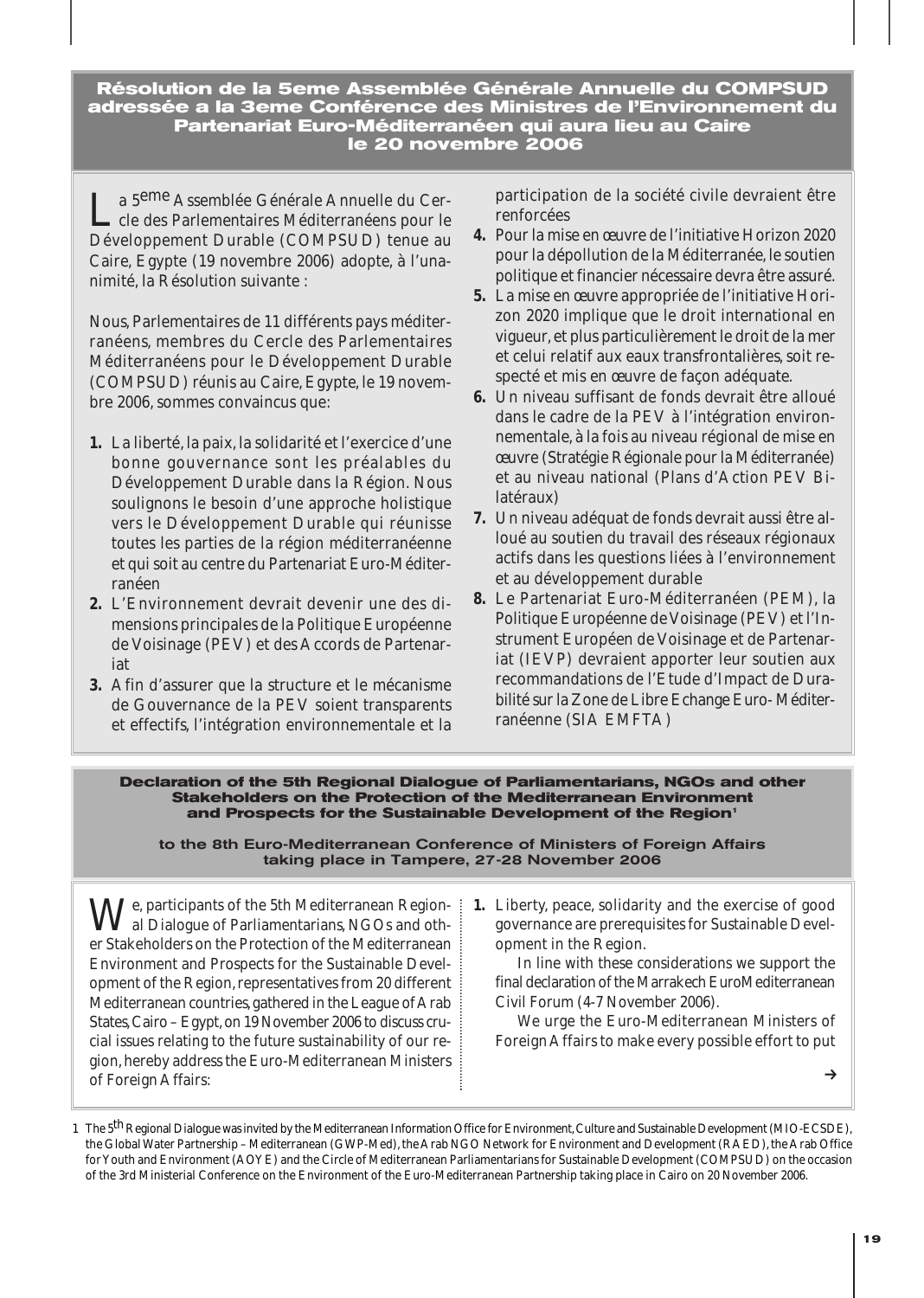## Résolution de la 5eme Assemblée Générale Annuelle du COMPSUD adressée a la 3eme Conférence des Ministres de l'Environnement du Partenariat Euro-Méditerranéen qui aura lieu au Caire le 20 novembre 2006

La 5eme Assemblée Générale Annuelle du Cercle des Parlementaires Méditerranéens pour le Développement Durable (COMPSUD) tenue au Caire, Egypte (19 novembre 2006) adopte, à l'unanimité, la Résolution suivante :

Nous, Parlementaires de 11 différents pays méditerranéens, membres du Cercle des Parlementaires Méditerranéens pour le Développement Durable (COMPSUD) réunis au Caire, Egypte, le 19 novembre 2006, sommes convaincus que:

1. La liberté, la paix, la solidarité et l'exercice d'une bonne gouvernance sont les préalables du Développement Durable dans la Région. Nous soulignons le besoin d'une approche holistique vers le Développement Durable qui réunisse toutes les parties de la région méditerranéenne et qui soit au centre du Partenariat Euro-Méditerranéen
2. L'Environnement devrait devenir une des dimensions principales de la Politique Européenne de Voisinage (PEV) et des Accords de Partenariat
3. Afin d'assurer que la structure et le mécanisme de Gouvernance de la PEV soient transparents et effectifs, l'intégration environnementale et la participation de la société civile devraient être renforcées
4. Pour la mise en œuvre de l'initiative Horizon 2020 pour la dépollution de la Méditerranée, le soutien politique et financier nécessaire devra être assuré.
5. La mise en œuvre appropriée de l'initiative Horizon 2020 implique que le droit international en vigueur, et plus particulièrement le droit de la mer et celui relatif aux eaux transfrontalières, soit respecté et mis en œuvre de façon adéquate.
6. Un niveau suffisant de fonds devrait être alloué dans le cadre de la PEV à l'intégration environnementale, à la fois au niveau régional de mise en œuvre (Stratégie Régionale pour la Méditerranée) et au niveau national (Plans d'Action PEV Bilatéraux)
7. Un niveau adéquat de fonds devrait aussi être alloué au soutien du travail des réseaux régionaux actifs dans les questions liées à l'environnement et au développement durable
8. Le Partenariat Euro-Méditerranéen (PEM), la Politique Européenne de Voisinage (PEV) et l'Instrument Européen de Voisinage et de Partenariat (IEVP) devraient apporter leur soutien aux recommandations de l'Etude d'Impact de Durabilité sur la Zone de Libre Echange Euro- Méditerranéenne (SIA EMFTA)

## Declaration of the 5th Regional Dialogue of Parliamentarians, NGOs and other Stakeholders on the Protection of the Mediterranean Environment and Prospects for the Sustainable Development of the Region[1]

### to the 8th Euro-Mediterranean Conference of Ministers of Foreign Affairs taking place in Tampere, 27-28 November 2006

We, participants of the 5th Mediterranean Regional Dialogue of Parliamentarians, NGOs and other Stakeholders on the Protection of the Mediterranean Environment and Prospects for the Sustainable Development of the Region, representatives from 20 different Mediterranean countries, gathered in the League of Arab States, Cairo – Egypt, on 19 November 2006 to discuss crucial issues relating to the future sustainability of our region, hereby address the Euro-Mediterranean Ministers of Foreign Affairs:

1. Liberty, peace, solidarity and the exercise of good governance are prerequisites for Sustainable Development in the Region.

   In line with these considerations we support the final declaration of the Marrakech EuroMediterranean Civil Forum (4-7 November 2006).

   We urge the Euro-Mediterranean Ministers of Foreign Affairs to make every possible effort to put

→

1 The 5th Regional Dialogue was invited by the Mediterranean Information Office for Environment, Culture and Sustainable Development (MIO-ECSDE), the Global Water Partnership – Mediterranean (GWP-Med), the Arab NGO Network for Environment and Development (RAED), the Arab Office for Youth and Environment (AOYE) and the Circle of Mediterranean Parliamentarians for Sustainable Development (COMPSUD) on the occasion of the 3rd Ministerial Conference on the Environment of the Euro-Mediterranean Partnership taking place in Cairo on 20 November 2006.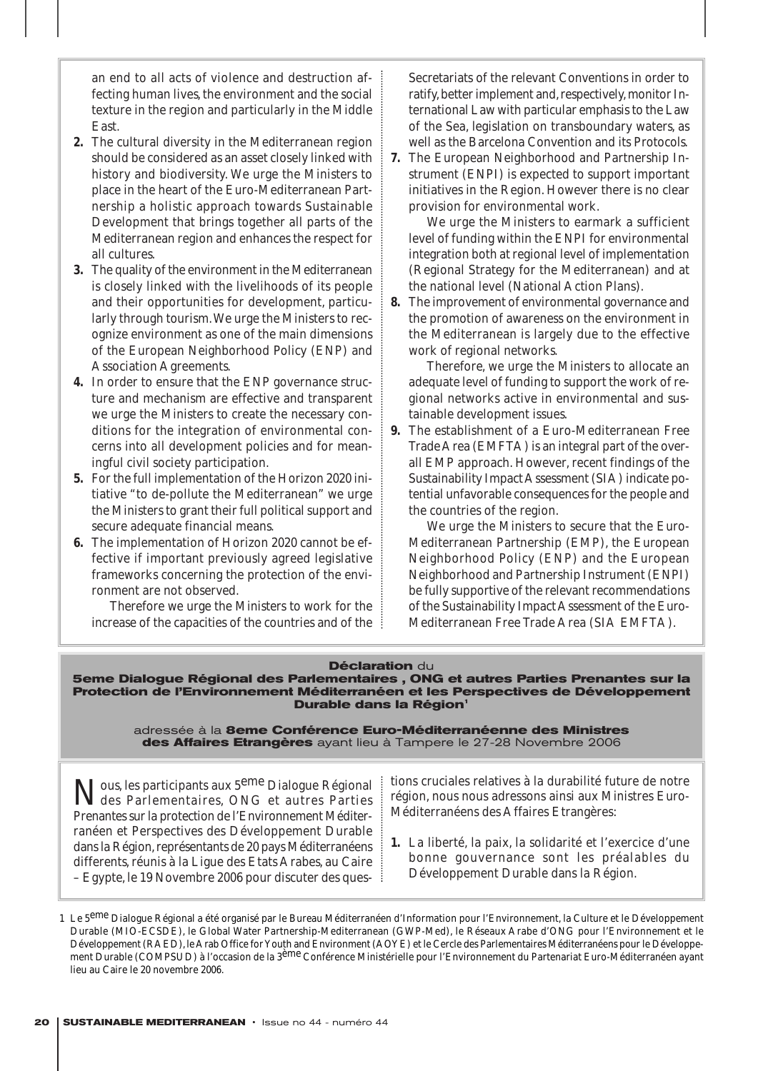an end to all acts of violence and destruction affecting human lives, the environment and the social texture in the region and particularly in the Middle East.

2. The cultural diversity in the Mediterranean region should be considered as an asset closely linked with history and biodiversity. We urge the Ministers to place in the heart of the Euro-Mediterranean Partnership a holistic approach towards Sustainable Development that brings together all parts of the Mediterranean region and enhances the respect for all cultures.
3. The quality of the environment in the Mediterranean is closely linked with the livelihoods of its people and their opportunities for development, particularly through tourism. We urge the Ministers to recognize environment as one of the main dimensions of the European Neighborhood Policy (ENP) and Association Agreements.
4. In order to ensure that the ENP governance structure and mechanism are effective and transparent we urge the Ministers to create the necessary conditions for the integration of environmental concerns into all development policies and for meaningful civil society participation.
5. For the full implementation of the Horizon 2020 initiative "to de-pollute the Mediterranean" we urge the Ministers to grant their full political support and secure adequate financial means.
6. The implementation of Horizon 2020 cannot be effective if important previously agreed legislative frameworks concerning the protection of the environment are not observed.

   Therefore we urge the Ministers to work for the increase of the capacities of the countries and of the Secretariats of the relevant Conventions in order to ratify, better implement and, respectively, monitor International Law with particular emphasis to the Law of the Sea, legislation on transboundary waters, as well as the Barcelona Convention and its Protocols.
7. The European Neighborhood and Partnership Instrument (ENPI) is expected to support important initiatives in the Region. However there is no clear provision for environmental work.

   We urge the Ministers to earmark a sufficient level of funding within the ENPI for environmental integration both at regional level of implementation (Regional Strategy for the Mediterranean) and at the national level (National Action Plans).
8. The improvement of environmental governance and the promotion of awareness on the environment in the Mediterranean is largely due to the effective work of regional networks.

   Therefore, we urge the Ministers to allocate an adequate level of funding to support the work of regional networks active in environmental and sustainable development issues.
9. The establishment of a Euro-Mediterranean Free Trade Area (EMFTA) is an integral part of the overall EMP approach. However, recent findings of the Sustainability Impact Assessment (SIA) indicate potential unfavorable consequences for the people and the countries of the region.

   We urge the Ministers to secure that the Euro-Mediterranean Partnership (EMP), the European Neighborhood Policy (ENP) and the European Neighborhood and Partnership Instrument (ENPI) be fully supportive of the relevant recommendations of the Sustainability Impact Assessment of the Euro-Mediterranean Free Trade Area (SIA EMFTA).

## **Déclaration** du **5eme Dialogue Régional des Parlementaires , ONG et autres Parties Prenantes sur la Protection de l'Environnement Méditerranéen et les Perspectives de Développement Durable dans la Région**[1]

adressée à la **8eme Conférence Euro-Méditerranéenne des Ministres des Affaires Etrangères** ayant lieu à Tampere le 27-28 Novembre 2006

Nous, les participants aux 5eme Dialogue Régional des Parlementaires, ONG et autres Parties Prenantes sur la protection de l'Environnement Méditerranéen et Perspectives des Développement Durable dans la Région, représentants de 20 pays Méditerranéens differents, réunis à la Ligue des Etats Arabes, au Caire – Egypte, le 19 Novembre 2006 pour discuter des questions cruciales relatives à la durabilité future de notre région, nous nous adressons ainsi aux Ministres Euro-Méditerranéens des Affaires Etrangères:

1. La liberté, la paix, la solidarité et l'exercice d'une bonne gouvernance sont les préalables du Développement Durable dans la Région.

1 Le 5eme Dialogue Régional a été organisé par le Bureau Méditerranéen d'Information pour l'Environnement, la Culture et le Développement Durable (MIO-ECSDE), le Global Water Partnership-Mediterranean (GWP-Med), le Réseaux Arabe d'ONG pour l'Environnement et le Développement (RAED), le Arab Office for Youth and Environment (AOYE) et le Cercle des Parlementaires Méditerranéens pour le Développement Durable (COMPSUD) à l'occasion de la 3ème Conférence Ministérielle pour l'Environnement du Partenariat Euro-Méditerranéen ayant lieu au Caire le 20 novembre 2006.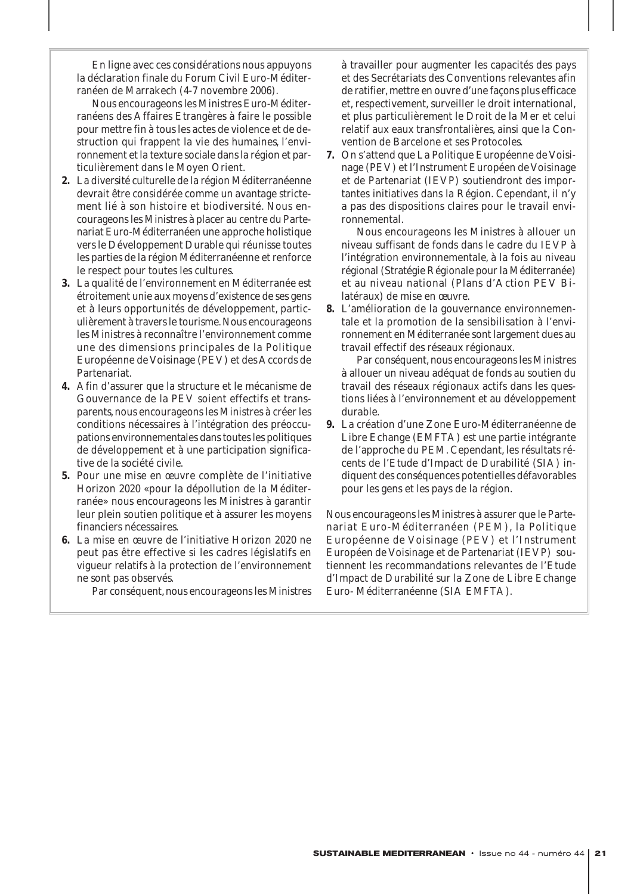En ligne avec ces considérations nous appuyons la déclaration finale du Forum Civil Euro-Méditerranéen de Marrakech (4-7 novembre 2006).

Nous encourageons les Ministres Euro-Méditerranéens des Affaires Etrangères à faire le possible pour mettre fin à tous les actes de violence et de destruction qui frappent la vie des humaines, l'environnement et la texture sociale dans la région et particulièrement dans le Moyen Orient.

**2.** La diversité culturelle de la région Méditerranéenne devrait être considérée comme un avantage strictement lié à son histoire et biodiversité. Nous encourageons les Ministres à placer au centre du Partenariat Euro-Méditerranéen une approche holistique vers le Développement Durable qui réunisse toutes les parties de la région Méditerranéenne et renforce le respect pour toutes les cultures.

**3.** La qualité de l'environnement en Méditerranée est étroitement unie aux moyens d'existence de ses gens et à leurs opportunités de développement, particulièrement à travers le tourisme. Nous encourageons les Ministres à reconnaître l'environnement comme une des dimensions principales de la Politique Européenne de Voisinage (PEV) et des Accords de Partenariat.

**4.** Afin d'assurer que la structure et le mécanisme de Gouvernance de la PEV soient effectifs et transparents, nous encourageons les Ministres à créer les conditions nécessaires à l'intégration des préoccupations environnementales dans toutes les politiques de développement et à une participation significative de la société civile.

**5.** Pour une mise en œuvre complète de l'initiative Horizon 2020 «pour la dépollution de la Méditerranée» nous encourageons les Ministres à garantir leur plein soutien politique et à assurer les moyens financiers nécessaires.

**6.** La mise en œuvre de l'initiative Horizon 2020 ne peut pas être effective si les cadres législatifs en vigueur relatifs à la protection de l'environnement ne sont pas observés.

Par conséquent, nous encourageons les Ministres à travailler pour augmenter les capacités des pays et des Secrétariats des Conventions relevantes afin de ratifier, mettre en ouvre d'une façons plus efficace et, respectivement, surveiller le droit international, et plus particulièrement le Droit de la Mer et celui relatif aux eaux transfrontalières, ainsi que la Convention de Barcelone et ses Protocoles.

**7.** On s'attend que La Politique Européenne de Voisinage (PEV) et l'Instrument Européen de Voisinage et de Partenariat (IEVP) soutiendront des importantes initiatives dans la Région. Cependant, il n'y a pas des dispositions claires pour le travail environnemental.

Nous encourageons les Ministres à allouer un niveau suffisant de fonds dans le cadre du IEVP à l'intégration environnementale, à la fois au niveau régional (Stratégie Régionale pour la Méditerranée) et au niveau national (Plans d'Action PEV Bilatéraux) de mise en œuvre.

**8.** L'amélioration de la gouvernance environnementale et la promotion de la sensibilisation à l'environnement en Méditerranée sont largement dues au travail effectif des réseaux régionaux.

Par conséquent, nous encourageons les Ministres à allouer un niveau adéquat de fonds au soutien du travail des réseaux régionaux actifs dans les questions liées à l'environnement et au développement durable.

**9.** La création d'une Zone Euro-Méditerranéenne de Libre Echange (EMFTA) est une partie intégrante de l'approche du PEM. Cependant, les résultats récents de l'Etude d'Impact de Durabilité (SIA) indiquent des conséquences potentielles défavorables pour les gens et les pays de la région.

Nous encourageons les Ministres à assurer que le Partenariat Euro-Méditerranéen (PEM), la Politique Européenne de Voisinage (PEV) et l'Instrument Européen de Voisinage et de Partenariat (IEVP) soutiennent les recommandations relevantes de l'Etude d'Impact de Durabilité sur la Zone de Libre Echange Euro- Méditerranéenne (SIA EMFTA).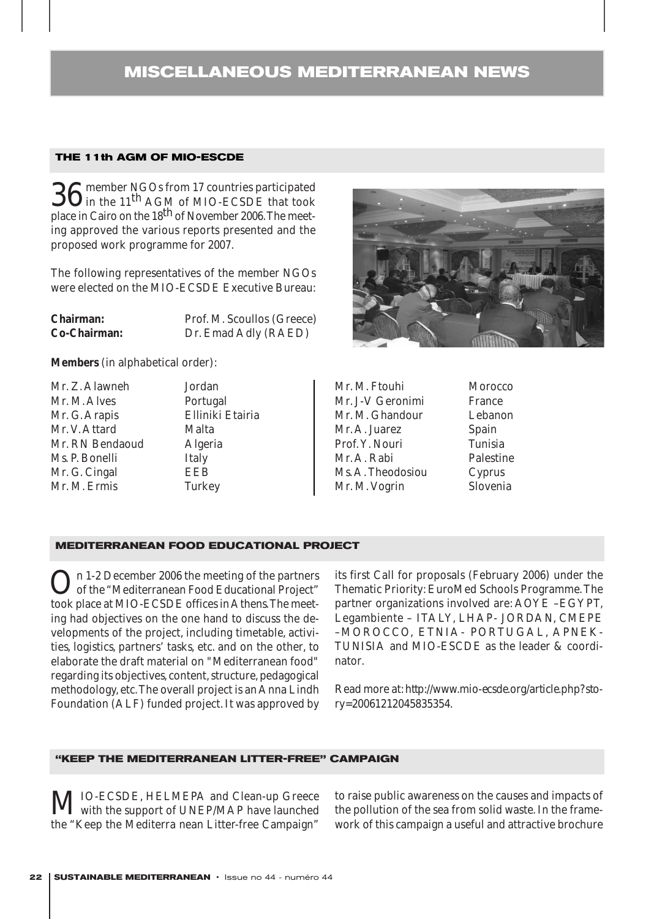# MISCELLANEOUS MEDITERRANEAN NEWS

## THE 11th AGM OF MIO-ESCDE

36 member NGOs from 17 countries participated in the 11th AGM of MIO-ECSDE that took place in Cairo on the 18th of November 2006. The meeting approved the various reports presented and the proposed work programme for 2007.

The following representatives of the member NGOs were elected on the MIO-ECSDE Executive Bureau:

**Chairman:** Prof. M. Scoullos (Greece)
**Co-Chairman:** Dr. Emad Adly (RAED)

**Members** (in alphabetical order):

| | |
|---|---|
| Mr. Z. Alawneh | Jordan |
| Mr. M. Alves | Portugal |
| Mr. G. Arapis | Elliniki Etairia |
| Mr. V. Attard | Malta |
| Mr. RN Bendaoud | Algeria |
| Ms. P. Bonelli | Italy |
| Mr. G. Cingal | EEB |
| Mr. M. Ermis | Turkey |
| Mr. M. Ftouhi | Morocco |
| Mr. J-V Geronimi | France |
| Mr. M. Ghandour | Lebanon |
| Mr. A. Juarez | Spain |
| Prof. Y. Nouri | Tunisia |
| Mr. A. Rabi | Palestine |
| Ms. A. Theodosiou | Cyprus |
| Mr. M. Vogrin | Slovenia |

## MEDITERRANEAN FOOD EDUCATIONAL PROJECT

On 1-2 December 2006 the meeting of the partners of the "Mediterranean Food Educational Project" took place at MIO-ECSDE offices in Athens. The meeting had objectives on the one hand to discuss the developments of the project, including timetable, activities, logistics, partners' tasks, etc. and on the other, to elaborate the draft material on "Mediterranean food" regarding its objectives, content, structure, pedagogical methodology, etc. The overall project is an Anna Lindh Foundation (ALF) funded project. It was approved by its first Call for proposals (February 2006) under the Thematic Priority: EuroMed Schools Programme. The partner organizations involved are: AOYE –EGYPT, Legambiente – ITALY, LHAP- JORDAN, CMEPE –MOROCCO, ETNIA - PORTUGAL, APNEK-TUNISIA and MIO-ESCDE as the leader & coordinator.

Read more at: http://www.mio-ecsde.org/article.php?story=20061212045835354.

## "KEEP THE MEDITERRANEAN LITTER-FREE" CAMPAIGN

MIO-ECSDE, HELMEPA and Clean-up Greece with the support of UNEP/MAP have launched the "Keep the Mediterra nean Litter-free Campaign" to raise public awareness on the causes and impacts of the pollution of the sea from solid waste. In the framework of this campaign a useful and attractive brochure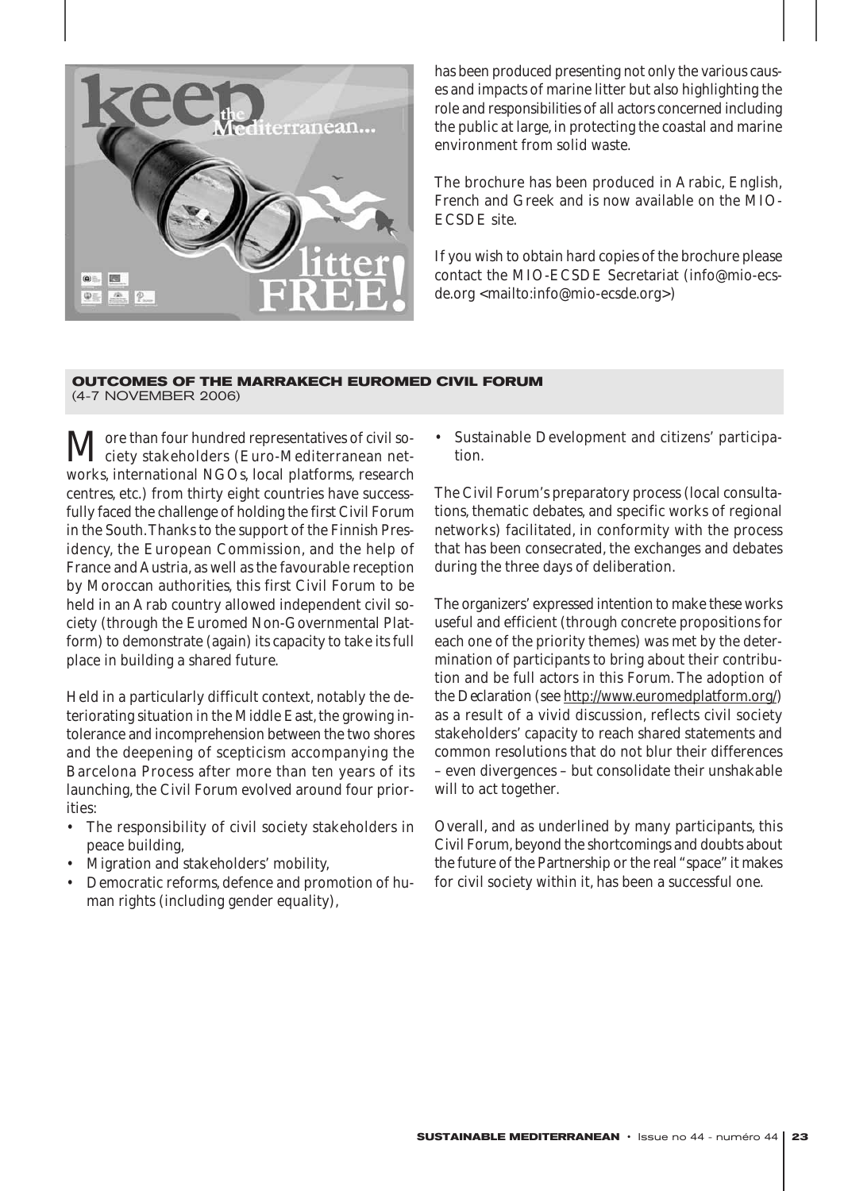has been produced presenting not only the various causes and impacts of marine litter but also highlighting the role and responsibilities of all actors concerned including the public at large, in protecting the coastal and marine environment from solid waste.

The brochure has been produced in Arabic, English, French and Greek and is now available on the MIO-ECSDE site.

If you wish to obtain hard copies of the brochure please contact the MIO-ECSDE Secretariat (info@mio-ecsde.org <mailto:info@mio-ecsde.org>)

## OUTCOMES OF THE MARRAKECH EUROMED CIVIL FORUM
(4-7 NOVEMBER 2006)

More than four hundred representatives of civil society stakeholders (Euro-Mediterranean networks, international NGOs, local platforms, research centres, etc.) from thirty eight countries have successfully faced the challenge of holding the first Civil Forum in the South. Thanks to the support of the Finnish Presidency, the European Commission, and the help of France and Austria, as well as the favourable reception by Moroccan authorities, this first Civil Forum to be held in an Arab country allowed independent civil society (through the Euromed Non-Governmental Platform) to demonstrate (again) its capacity to take its full place in building a shared future.

Held in a particularly difficult context, notably the deteriorating situation in the Middle East, the growing intolerance and incomprehension between the two shores and the deepening of scepticism accompanying the Barcelona Process after more than ten years of its launching, the Civil Forum evolved around four priorities:

- The responsibility of civil society stakeholders in peace building,
- Migration and stakeholders' mobility,
- Democratic reforms, defence and promotion of human rights (including gender equality),
- Sustainable Development and citizens' participation.

The Civil Forum's preparatory process (local consultations, thematic debates, and specific works of regional networks) facilitated, in conformity with the process that has been consecrated, the exchanges and debates during the three days of deliberation.

The organizers' expressed intention to make these works useful and efficient (through concrete propositions for each one of the priority themes) was met by the determination of participants to bring about their contribution and be full actors in this Forum. The adoption of the Declaration (see http://www.euromedplatform.org/) as a result of a vivid discussion, reflects civil society stakeholders' capacity to reach shared statements and common resolutions that do not blur their differences – even divergences – but consolidate their unshakable will to act together.

Overall, and as underlined by many participants, this Civil Forum, beyond the shortcomings and doubts about the future of the Partnership or the real "space" it makes for civil society within it, has been a successful one.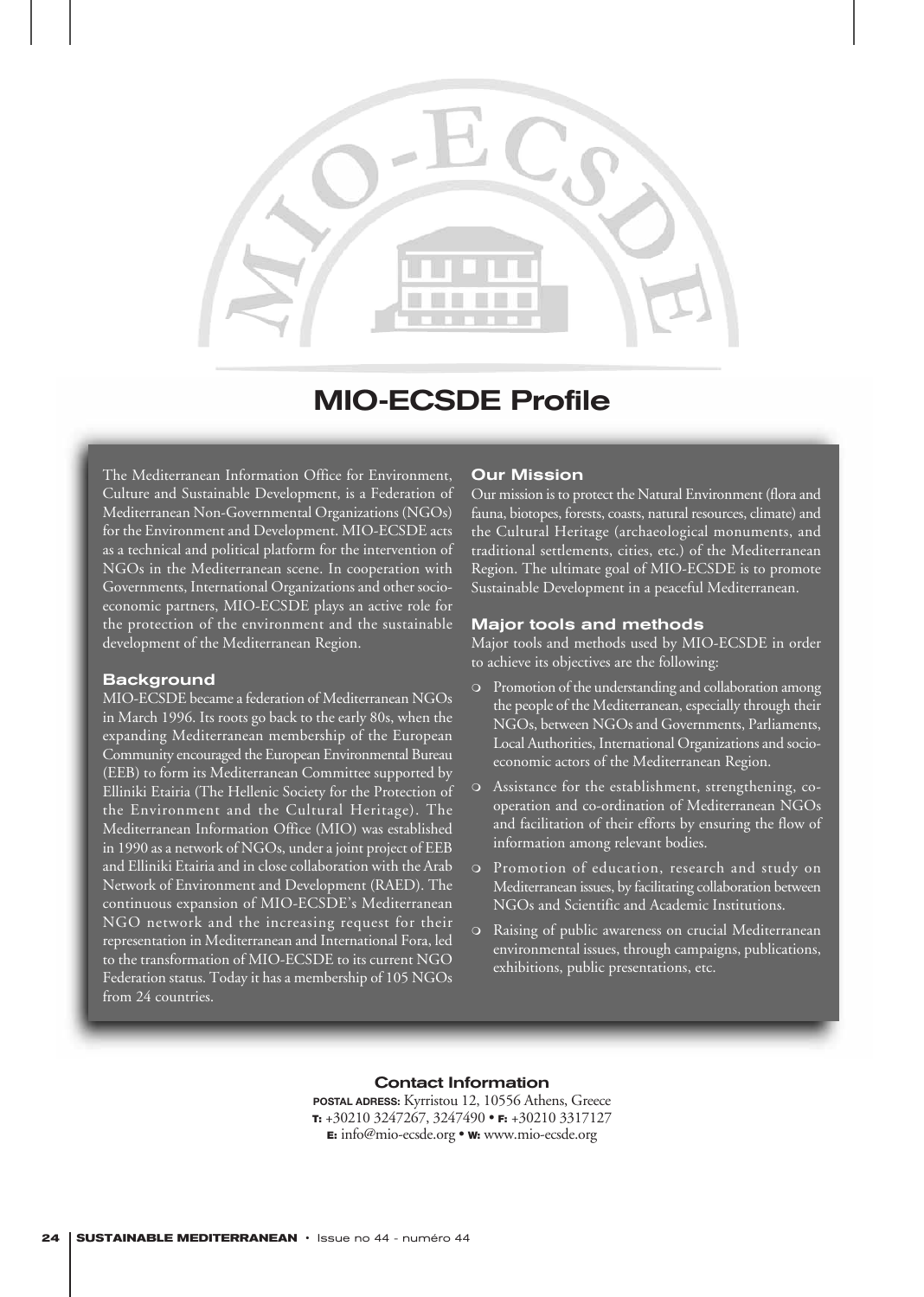# MIO-ECSDE Profile

The Mediterranean Information Office for Environment, Culture and Sustainable Development, is a Federation of Mediterranean Non-Governmental Organizations (NGOs) for the Environment and Development. MIO-ECSDE acts as a technical and political platform for the intervention of NGOs in the Mediterranean scene. In cooperation with Governments, International Organizations and other socio-economic partners, MIO-ECSDE plays an active role for the protection of the environment and the sustainable development of the Mediterranean Region.

### Background

MIO-ECSDE became a federation of Mediterranean NGOs in March 1996. Its roots go back to the early 80s, when the expanding Mediterranean membership of the European Community encouraged the European Environmental Bureau (EEB) to form its Mediterranean Committee supported by Elliniki Etairia (The Hellenic Society for the Protection of the Environment and the Cultural Heritage). The Mediterranean Information Office (MIO) was established in 1990 as a network of NGOs, under a joint project of EEB and Elliniki Etairia and in close collaboration with the Arab Network of Environment and Development (RAED). The continuous expansion of MIO-ECSDE's Mediterranean NGO network and the increasing request for their representation in Mediterranean and International Fora, led to the transformation of MIO-ECSDE to its current NGO Federation status. Today it has a membership of 105 NGOs from 24 countries.

### Our Mission

Our mission is to protect the Natural Environment (flora and fauna, biotopes, forests, coasts, natural resources, climate) and the Cultural Heritage (archaeological monuments, and traditional settlements, cities, etc.) of the Mediterranean Region. The ultimate goal of MIO-ECSDE is to promote Sustainable Development in a peaceful Mediterranean.

### Major tools and methods

Major tools and methods used by MIO-ECSDE in order to achieve its objectives are the following:

- Promotion of the understanding and collaboration among the people of the Mediterranean, especially through their NGOs, between NGOs and Governments, Parliaments, Local Authorities, International Organizations and socio-economic actors of the Mediterranean Region.
- Assistance for the establishment, strengthening, co-operation and co-ordination of Mediterranean NGOs and facilitation of their efforts by ensuring the flow of information among relevant bodies.
- Promotion of education, research and study on Mediterranean issues, by facilitating collaboration between NGOs and Scientific and Academic Institutions.
- Raising of public awareness on crucial Mediterranean environmental issues, through campaigns, publications, exhibitions, public presentations, etc.

### Contact Information

**POSTAL ADRESS:** Kyrristou 12, 10556 Athens, Greece
**T:** +30210 3247267, 3247490 • **F:** +30210 3317127
**E:** info@mio-ecsde.org • **W:** www.mio-ecsde.org